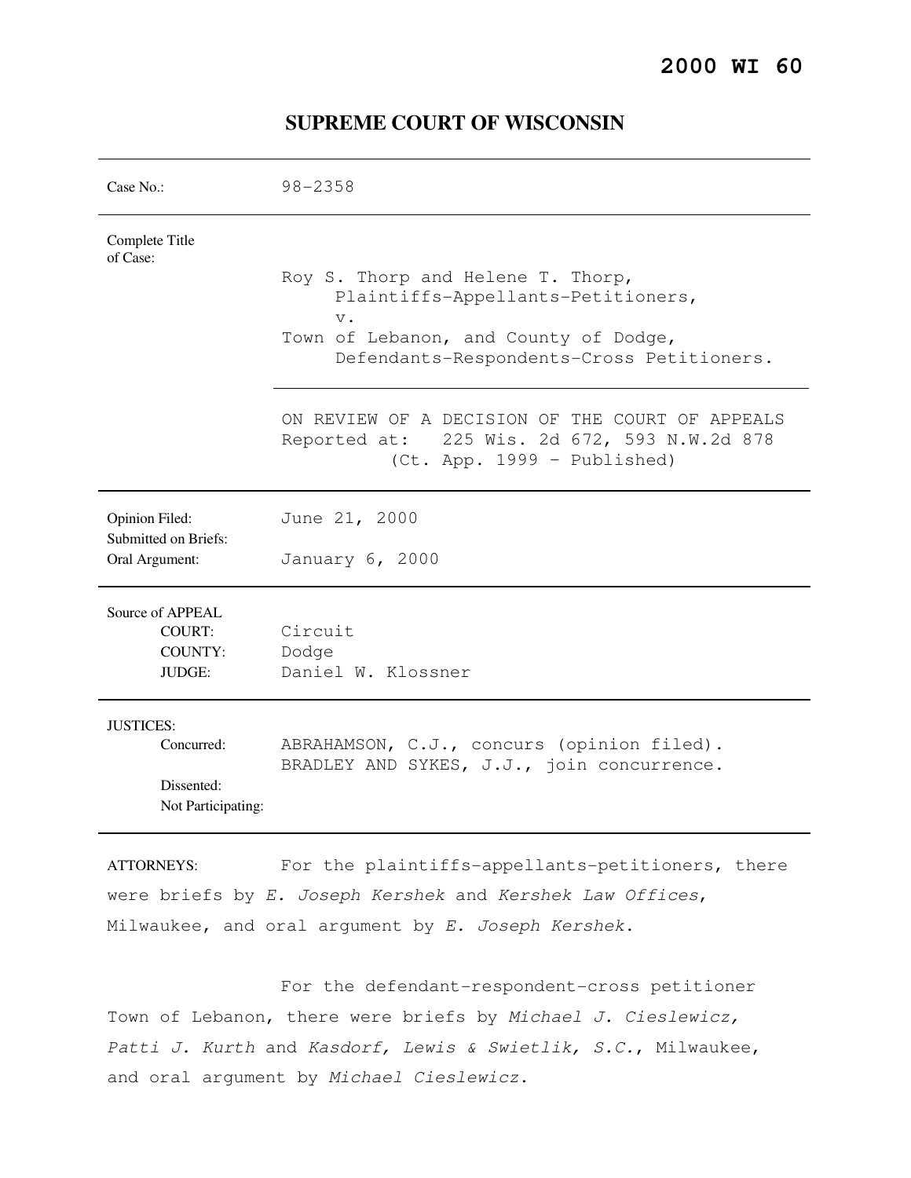**2000 WI 60**

# SUPREME COURT OF WISCONSIN

| | |
|---|---|
| Case No.: | 98-2358 |
| Complete Title of Case: | Roy S. Thorp and Helene T. Thorp, Plaintiffs-Appellants-Petitioners, v. Town of Lebanon, and County of Dodge, Defendants-Respondents-Cross Petitioners. |
| | ON REVIEW OF A DECISION OF THE COURT OF APPEALS Reported at: 225 Wis. 2d 672, 593 N.W.2d 878 (Ct. App. 1999 - Published) |
| Opinion Filed: | June 21, 2000 |
| Submitted on Briefs: | |
| Oral Argument: | January 6, 2000 |
| Source of APPEAL | |
| COURT: | Circuit |
| COUNTY: | Dodge |
| JUDGE: | Daniel W. Klossner |
| JUSTICES: | |
| Concurred: | ABRAHAMSON, C.J., concurs (opinion filed). BRADLEY AND SYKES, J.J., join concurrence. |
| Dissented: | |
| Not Participating: | |

ATTORNEYS: For the plaintiffs-appellants-petitioners, there were briefs by *E. Joseph Kershek* and *Kershek Law Offices*, Milwaukee, and oral argument by *E. Joseph Kershek*.

For the defendant-respondent-cross petitioner Town of Lebanon, there were briefs by *Michael J. Cieslewicz, Patti J. Kurth* and *Kasdorf, Lewis & Swietlik, S.C.*, Milwaukee, and oral argument by *Michael Cieslewicz*.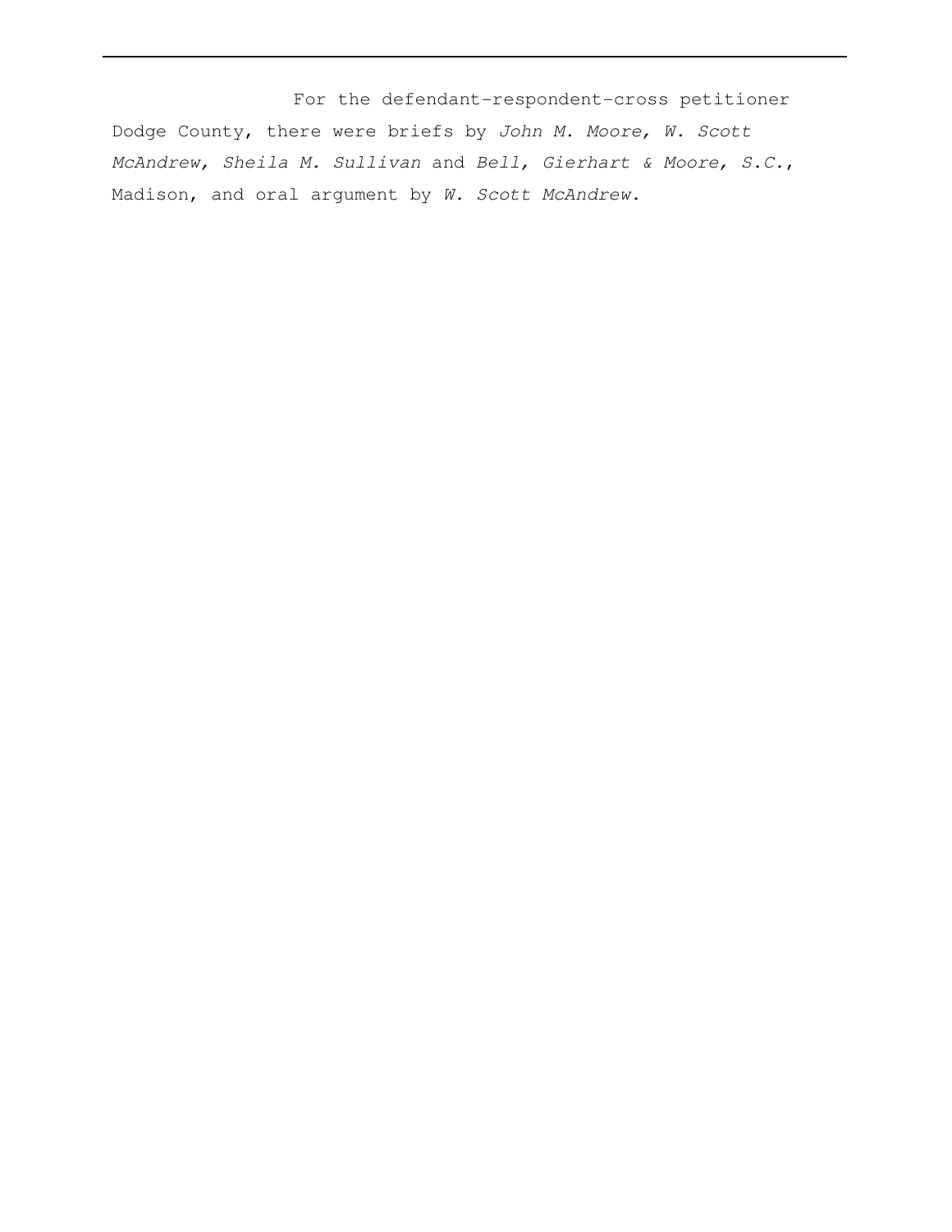For the defendant-respondent-cross petitioner Dodge County, there were briefs by *John M. Moore, W. Scott McAndrew, Sheila M. Sullivan* and *Bell, Gierhart & Moore, S.C.*, Madison, and oral argument by *W. Scott McAndrew*.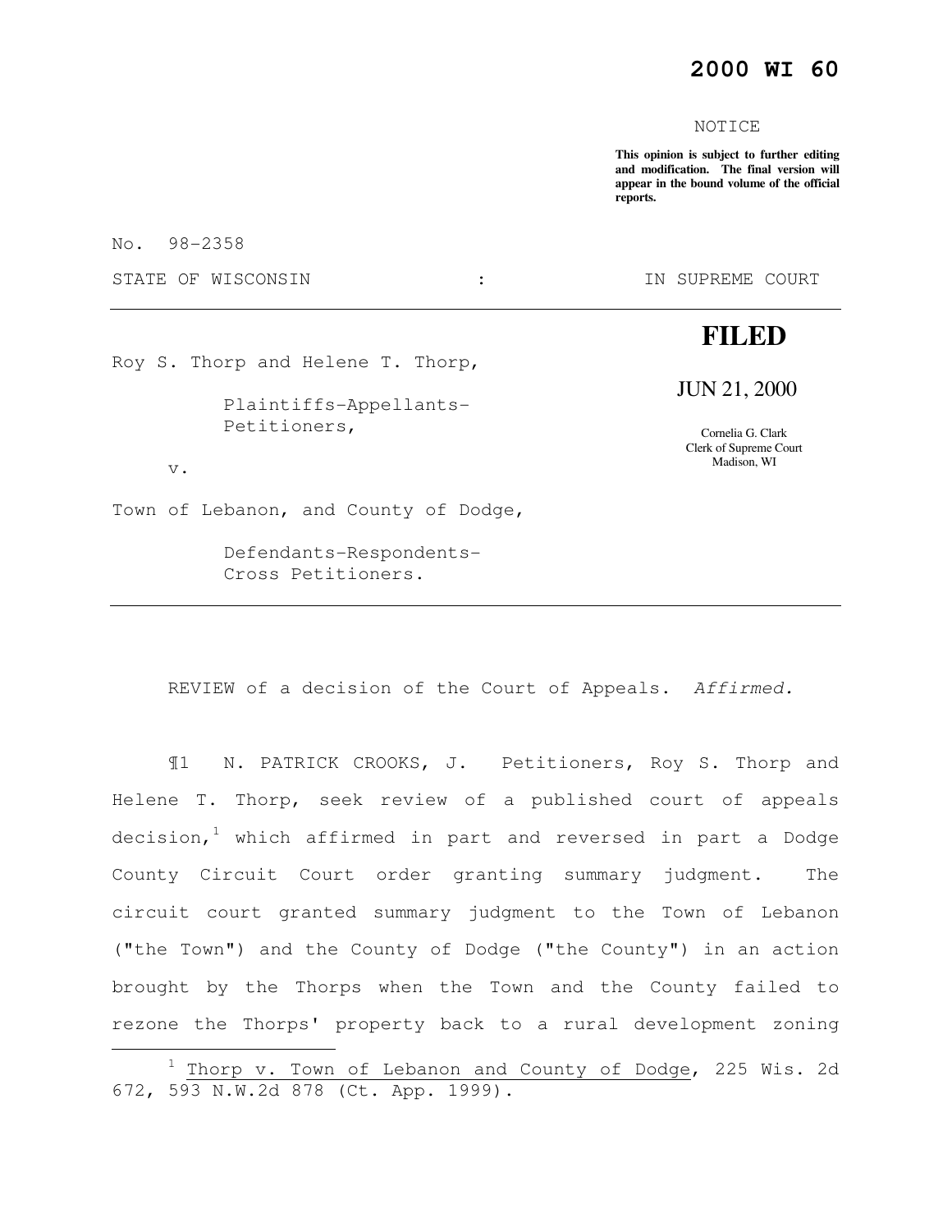# 2000 WI 60

NOTICE

**This opinion is subject to further editing and modification. The final version will appear in the bound volume of the official reports.**

No. 98-2358

STATE OF WISCONSIN : IN SUPREME COURT

Roy S. Thorp and Helene T. Thorp,

Plaintiffs-Appellants-Petitioners,

v.

Town of Lebanon, and County of Dodge,

Defendants-Respondents-Cross Petitioners.

**FILED**

JUN 21, 2000

Cornelia G. Clark
Clerk of Supreme Court
Madison, WI

REVIEW of a decision of the Court of Appeals. *Affirmed.*

¶1 N. PATRICK CROOKS, J. Petitioners, Roy S. Thorp and Helene T. Thorp, seek review of a published court of appeals decision,[1] which affirmed in part and reversed in part a Dodge County Circuit Court order granting summary judgment. The circuit court granted summary judgment to the Town of Lebanon ("the Town") and the County of Dodge ("the County") in an action brought by the Thorps when the Town and the County failed to rezone the Thorps' property back to a rural development zoning

[1] Thorp v. Town of Lebanon and County of Dodge, 225 Wis. 2d 672, 593 N.W.2d 878 (Ct. App. 1999).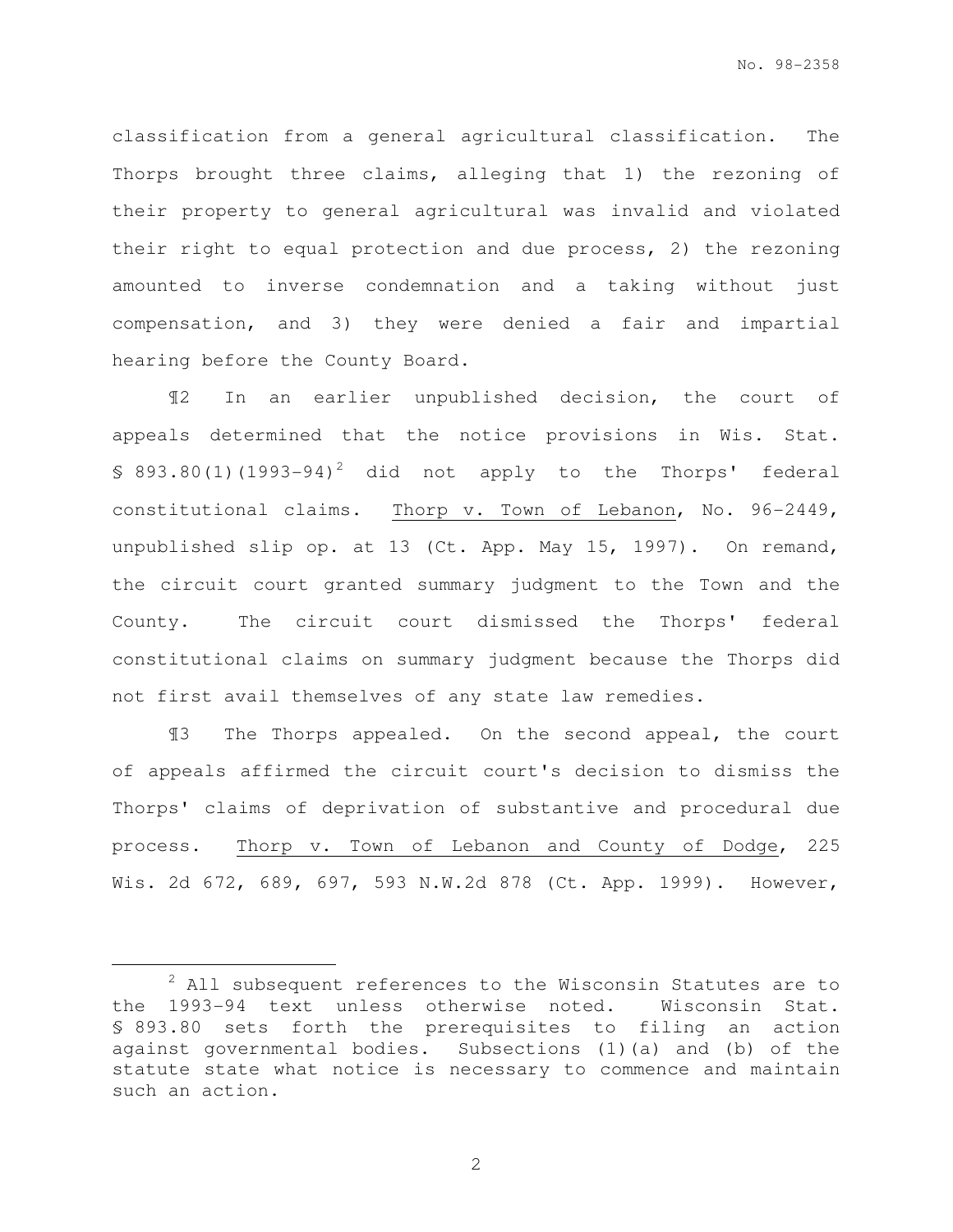classification from a general agricultural classification. The Thorps brought three claims, alleging that 1) the rezoning of their property to general agricultural was invalid and violated their right to equal protection and due process, 2) the rezoning amounted to inverse condemnation and a taking without just compensation, and 3) they were denied a fair and impartial hearing before the County Board.

¶2 In an earlier unpublished decision, the court of appeals determined that the notice provisions in Wis. Stat. § 893.80(1)(1993-94)[2] did not apply to the Thorps' federal constitutional claims. Thorp v. Town of Lebanon, No. 96-2449, unpublished slip op. at 13 (Ct. App. May 15, 1997). On remand, the circuit court granted summary judgment to the Town and the County. The circuit court dismissed the Thorps' federal constitutional claims on summary judgment because the Thorps did not first avail themselves of any state law remedies.

¶3 The Thorps appealed. On the second appeal, the court of appeals affirmed the circuit court's decision to dismiss the Thorps' claims of deprivation of substantive and procedural due process. Thorp v. Town of Lebanon and County of Dodge, 225 Wis. 2d 672, 689, 697, 593 N.W.2d 878 (Ct. App. 1999). However,

[2] All subsequent references to the Wisconsin Statutes are to the 1993-94 text unless otherwise noted. Wisconsin Stat. § 893.80 sets forth the prerequisites to filing an action against governmental bodies. Subsections (1)(a) and (b) of the statute state what notice is necessary to commence and maintain such an action.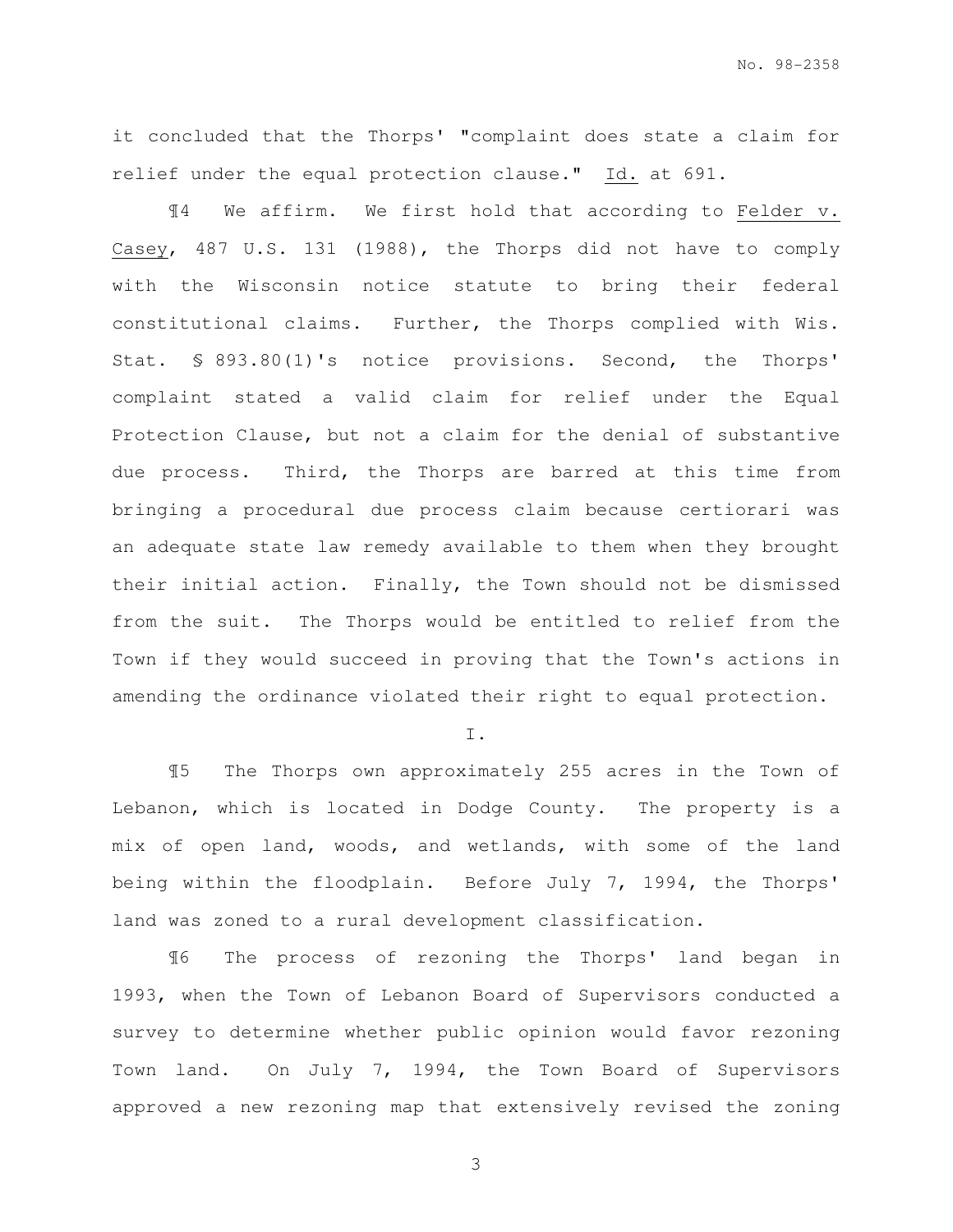it concluded that the Thorps' "complaint does state a claim for relief under the equal protection clause." Id. at 691.

¶4 We affirm. We first hold that according to Felder v. Casey, 487 U.S. 131 (1988), the Thorps did not have to comply with the Wisconsin notice statute to bring their federal constitutional claims. Further, the Thorps complied with Wis. Stat. § 893.80(1)'s notice provisions. Second, the Thorps' complaint stated a valid claim for relief under the Equal Protection Clause, but not a claim for the denial of substantive due process. Third, the Thorps are barred at this time from bringing a procedural due process claim because certiorari was an adequate state law remedy available to them when they brought their initial action. Finally, the Town should not be dismissed from the suit. The Thorps would be entitled to relief from the Town if they would succeed in proving that the Town's actions in amending the ordinance violated their right to equal protection.

I.

¶5 The Thorps own approximately 255 acres in the Town of Lebanon, which is located in Dodge County. The property is a mix of open land, woods, and wetlands, with some of the land being within the floodplain. Before July 7, 1994, the Thorps' land was zoned to a rural development classification.

¶6 The process of rezoning the Thorps' land began in 1993, when the Town of Lebanon Board of Supervisors conducted a survey to determine whether public opinion would favor rezoning Town land. On July 7, 1994, the Town Board of Supervisors approved a new rezoning map that extensively revised the zoning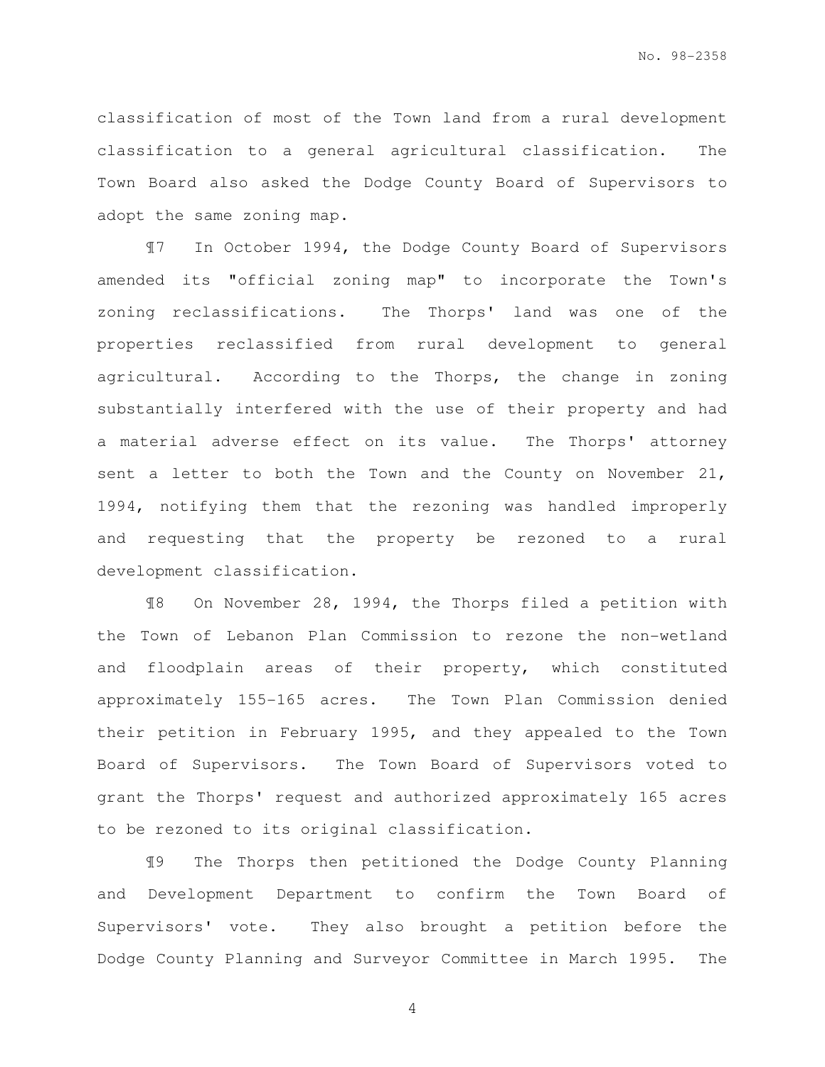classification of most of the Town land from a rural development classification to a general agricultural classification. The Town Board also asked the Dodge County Board of Supervisors to adopt the same zoning map.

¶7 In October 1994, the Dodge County Board of Supervisors amended its "official zoning map" to incorporate the Town's zoning reclassifications. The Thorps' land was one of the properties reclassified from rural development to general agricultural. According to the Thorps, the change in zoning substantially interfered with the use of their property and had a material adverse effect on its value. The Thorps' attorney sent a letter to both the Town and the County on November 21, 1994, notifying them that the rezoning was handled improperly and requesting that the property be rezoned to a rural development classification.

¶8 On November 28, 1994, the Thorps filed a petition with the Town of Lebanon Plan Commission to rezone the non-wetland and floodplain areas of their property, which constituted approximately 155-165 acres. The Town Plan Commission denied their petition in February 1995, and they appealed to the Town Board of Supervisors. The Town Board of Supervisors voted to grant the Thorps' request and authorized approximately 165 acres to be rezoned to its original classification.

¶9 The Thorps then petitioned the Dodge County Planning and Development Department to confirm the Town Board of Supervisors' vote. They also brought a petition before the Dodge County Planning and Surveyor Committee in March 1995. The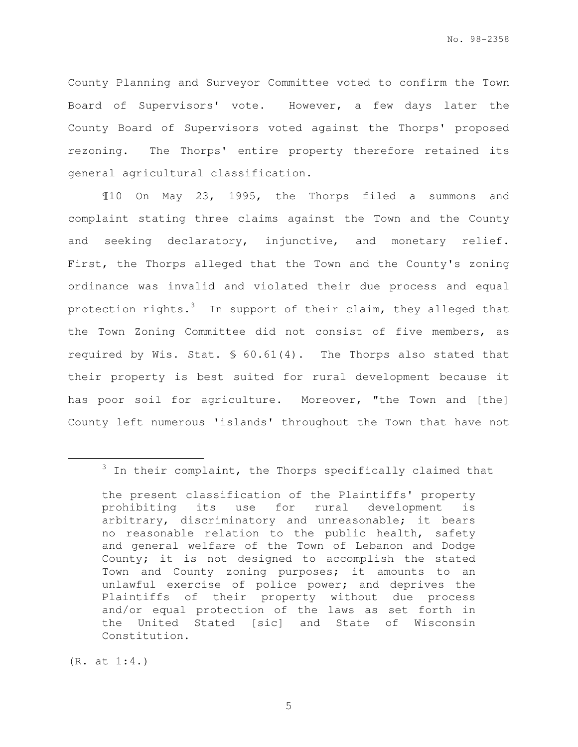County Planning and Surveyor Committee voted to confirm the Town Board of Supervisors' vote. However, a few days later the County Board of Supervisors voted against the Thorps' proposed rezoning. The Thorps' entire property therefore retained its general agricultural classification.

¶10 On May 23, 1995, the Thorps filed a summons and complaint stating three claims against the Town and the County and seeking declaratory, injunctive, and monetary relief. First, the Thorps alleged that the Town and the County's zoning ordinance was invalid and violated their due process and equal protection rights.[3] In support of their claim, they alleged that the Town Zoning Committee did not consist of five members, as required by Wis. Stat. § 60.61(4). The Thorps also stated that their property is best suited for rural development because it has poor soil for agriculture. Moreover, "the Town and [the] County left numerous 'islands' throughout the Town that have not

---

[3] In their complaint, the Thorps specifically claimed that

> the present classification of the Plaintiffs' property prohibiting its use for rural development is arbitrary, discriminatory and unreasonable; it bears no reasonable relation to the public health, safety and general welfare of the Town of Lebanon and Dodge County; it is not designed to accomplish the stated Town and County zoning purposes; it amounts to an unlawful exercise of police power; and deprives the Plaintiffs of their property without due process and/or equal protection of the laws as set forth in the United Stated [sic] and State of Wisconsin Constitution.

(R. at 1:4.)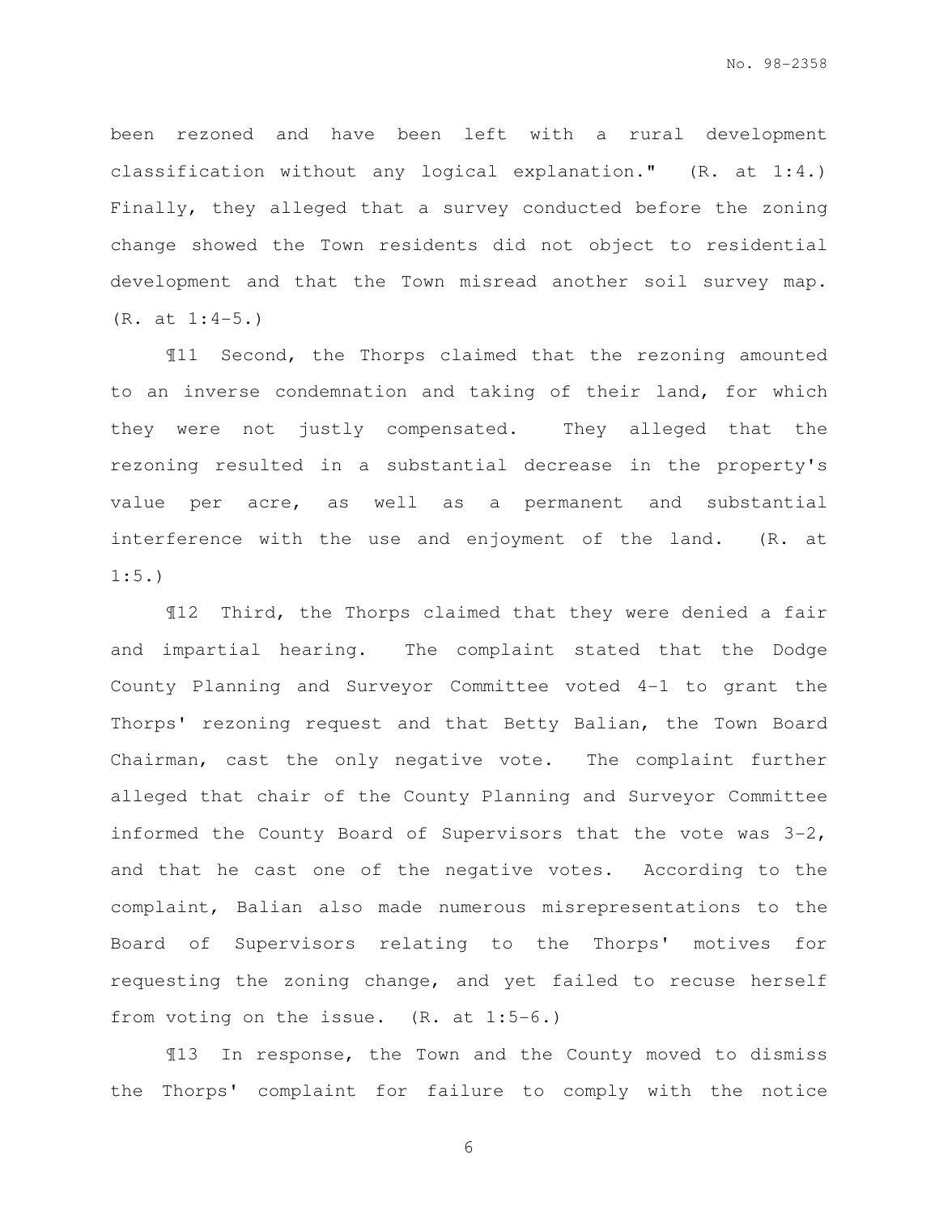been rezoned and have been left with a rural development classification without any logical explanation." (R. at 1:4.) Finally, they alleged that a survey conducted before the zoning change showed the Town residents did not object to residential development and that the Town misread another soil survey map. (R. at 1:4-5.)

¶11 Second, the Thorps claimed that the rezoning amounted to an inverse condemnation and taking of their land, for which they were not justly compensated. They alleged that the rezoning resulted in a substantial decrease in the property's value per acre, as well as a permanent and substantial interference with the use and enjoyment of the land. (R. at 1:5.)

¶12 Third, the Thorps claimed that they were denied a fair and impartial hearing. The complaint stated that the Dodge County Planning and Surveyor Committee voted 4-1 to grant the Thorps' rezoning request and that Betty Balian, the Town Board Chairman, cast the only negative vote. The complaint further alleged that chair of the County Planning and Surveyor Committee informed the County Board of Supervisors that the vote was 3-2, and that he cast one of the negative votes. According to the complaint, Balian also made numerous misrepresentations to the Board of Supervisors relating to the Thorps' motives for requesting the zoning change, and yet failed to recuse herself from voting on the issue. (R. at 1:5-6.)

¶13 In response, the Town and the County moved to dismiss the Thorps' complaint for failure to comply with the notice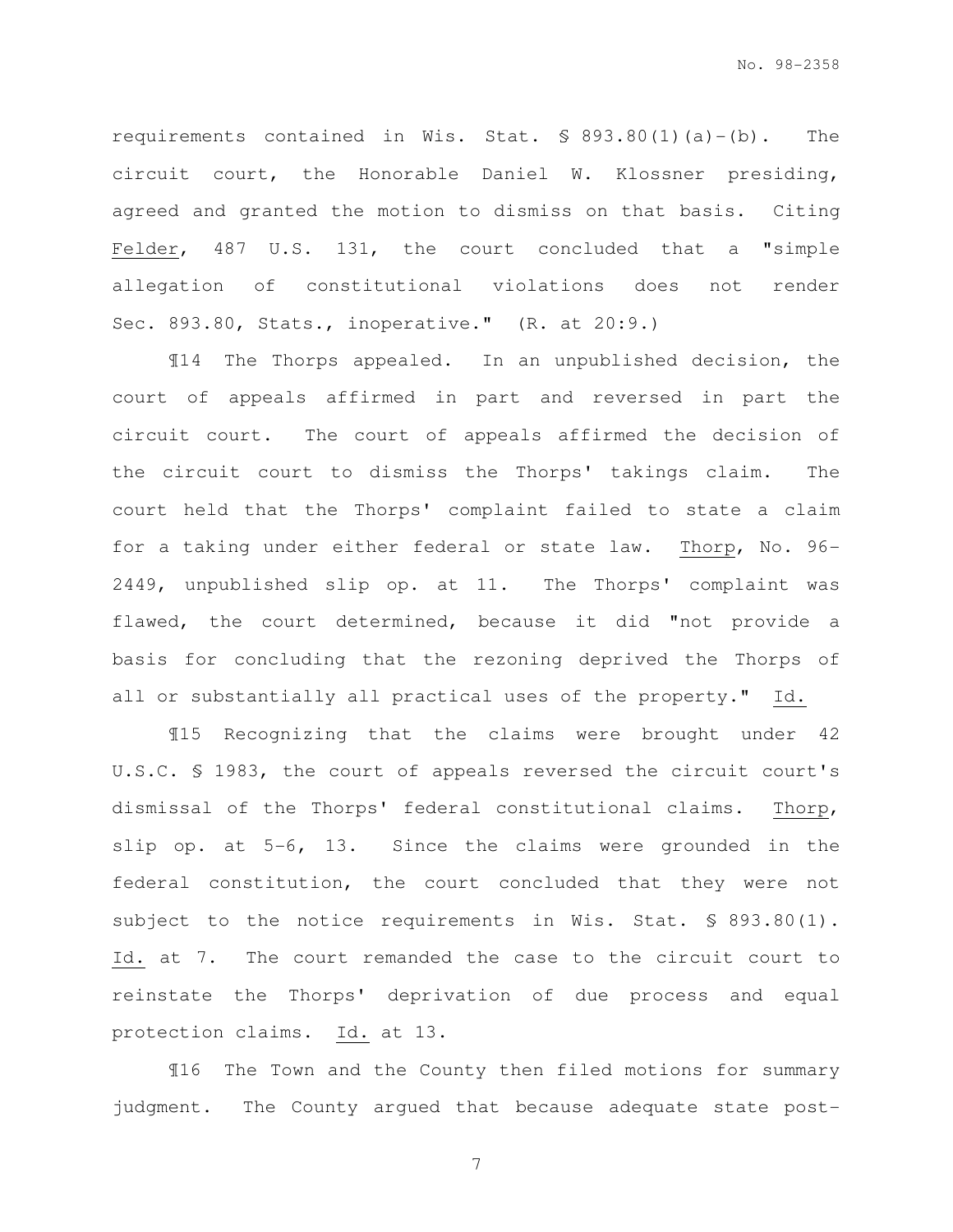requirements contained in Wis. Stat. § 893.80(1)(a)-(b). The circuit court, the Honorable Daniel W. Klossner presiding, agreed and granted the motion to dismiss on that basis. Citing Felder, 487 U.S. 131, the court concluded that a "simple allegation of constitutional violations does not render Sec. 893.80, Stats., inoperative." (R. at 20:9.)

¶14 The Thorps appealed. In an unpublished decision, the court of appeals affirmed in part and reversed in part the circuit court. The court of appeals affirmed the decision of the circuit court to dismiss the Thorps' takings claim. The court held that the Thorps' complaint failed to state a claim for a taking under either federal or state law. Thorp, No. 96-2449, unpublished slip op. at 11. The Thorps' complaint was flawed, the court determined, because it did "not provide a basis for concluding that the rezoning deprived the Thorps of all or substantially all practical uses of the property." Id.

¶15 Recognizing that the claims were brought under 42 U.S.C. § 1983, the court of appeals reversed the circuit court's dismissal of the Thorps' federal constitutional claims. Thorp, slip op. at 5-6, 13. Since the claims were grounded in the federal constitution, the court concluded that they were not subject to the notice requirements in Wis. Stat. § 893.80(1). Id. at 7. The court remanded the case to the circuit court to reinstate the Thorps' deprivation of due process and equal protection claims. Id. at 13.

¶16 The Town and the County then filed motions for summary judgment. The County argued that because adequate state post-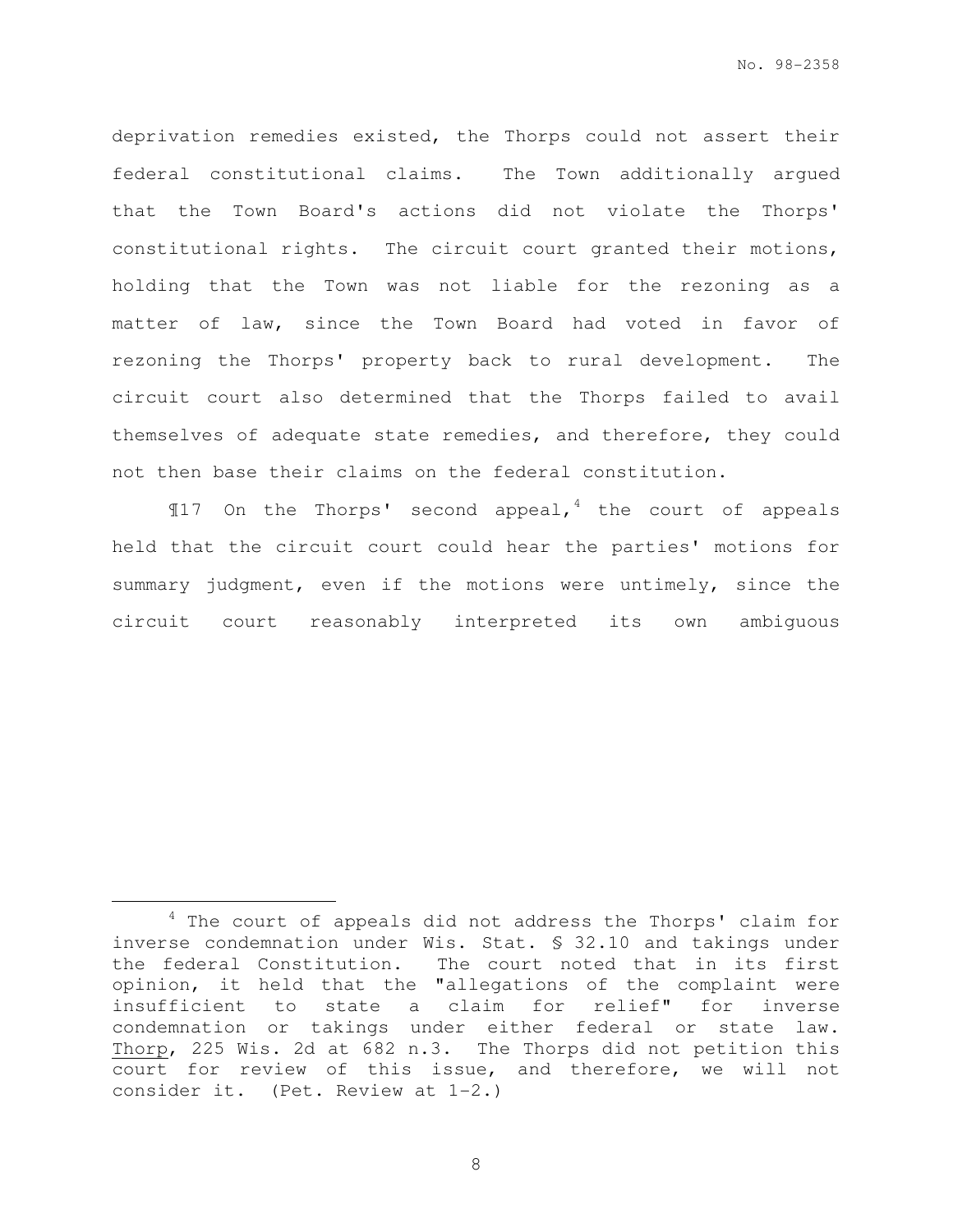deprivation remedies existed, the Thorps could not assert their federal constitutional claims. The Town additionally argued that the Town Board's actions did not violate the Thorps' constitutional rights. The circuit court granted their motions, holding that the Town was not liable for the rezoning as a matter of law, since the Town Board had voted in favor of rezoning the Thorps' property back to rural development. The circuit court also determined that the Thorps failed to avail themselves of adequate state remedies, and therefore, they could not then base their claims on the federal constitution.

¶17 On the Thorps' second appeal,[4] the court of appeals held that the circuit court could hear the parties' motions for summary judgment, even if the motions were untimely, since the circuit court reasonably interpreted its own ambiguous

---

[4] The court of appeals did not address the Thorps' claim for inverse condemnation under Wis. Stat. § 32.10 and takings under the federal Constitution. The court noted that in its first opinion, it held that the "allegations of the complaint were insufficient to state a claim for relief" for inverse condemnation or takings under either federal or state law. Thorp, 225 Wis. 2d at 682 n.3. The Thorps did not petition this court for review of this issue, and therefore, we will not consider it. (Pet. Review at 1-2.)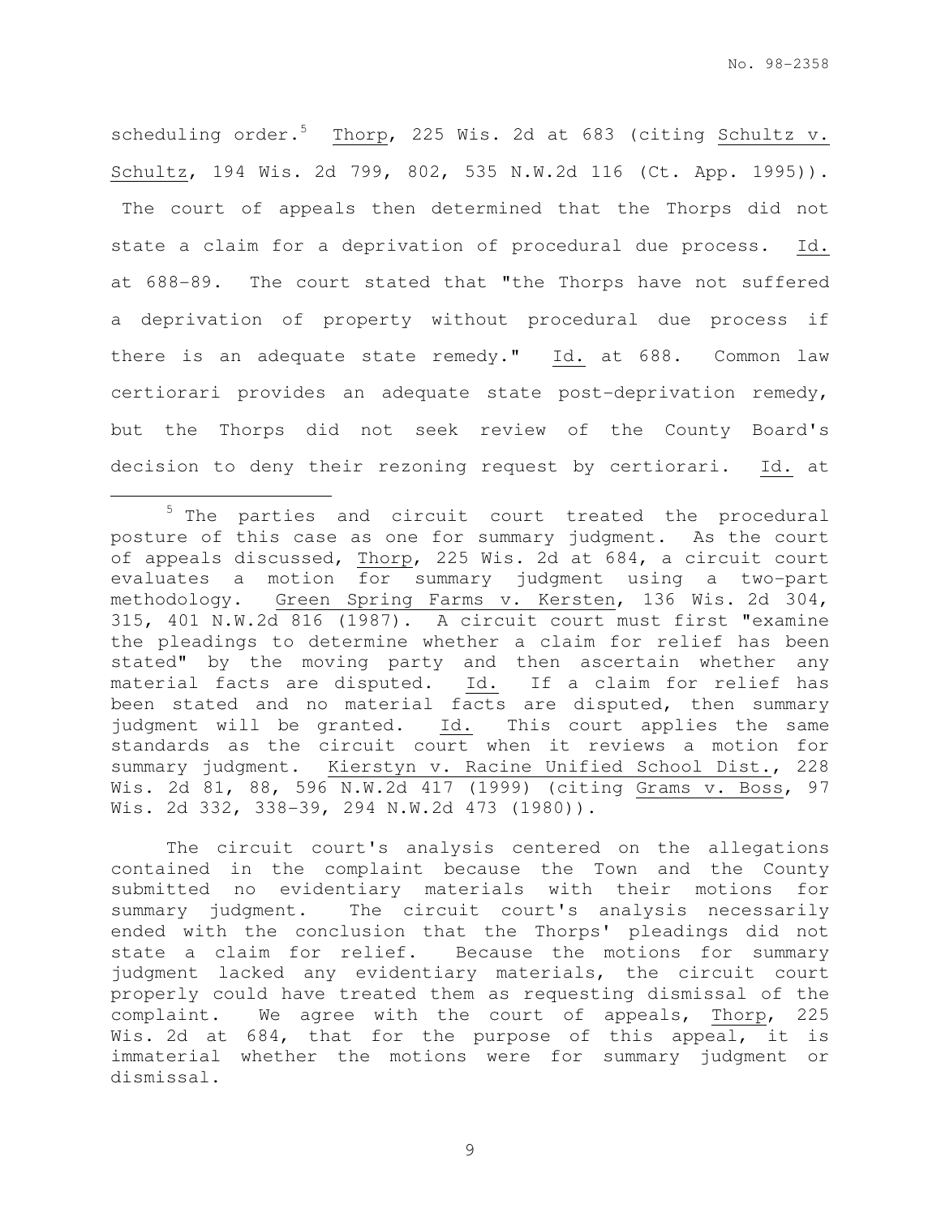scheduling order.[5] Thorp, 225 Wis. 2d at 683 (citing Schultz v. Schultz, 194 Wis. 2d 799, 802, 535 N.W.2d 116 (Ct. App. 1995)). The court of appeals then determined that the Thorps did not state a claim for a deprivation of procedural due process. Id. at 688-89. The court stated that "the Thorps have not suffered a deprivation of property without procedural due process if there is an adequate state remedy." Id. at 688. Common law certiorari provides an adequate state post-deprivation remedy, but the Thorps did not seek review of the County Board's decision to deny their rezoning request by certiorari. Id. at

---

[5] The parties and circuit court treated the procedural posture of this case as one for summary judgment. As the court of appeals discussed, Thorp, 225 Wis. 2d at 684, a circuit court evaluates a motion for summary judgment using a two-part methodology. Green Spring Farms v. Kersten, 136 Wis. 2d 304, 315, 401 N.W.2d 816 (1987). A circuit court must first "examine the pleadings to determine whether a claim for relief has been stated" by the moving party and then ascertain whether any material facts are disputed. Id. If a claim for relief has been stated and no material facts are disputed, then summary judgment will be granted. Id. This court applies the same standards as the circuit court when it reviews a motion for summary judgment. Kierstyn v. Racine Unified School Dist., 228 Wis. 2d 81, 88, 596 N.W.2d 417 (1999) (citing Grams v. Boss, 97 Wis. 2d 332, 338-39, 294 N.W.2d 473 (1980)).

The circuit court's analysis centered on the allegations contained in the complaint because the Town and the County submitted no evidentiary materials with their motions for summary judgment. The circuit court's analysis necessarily ended with the conclusion that the Thorps' pleadings did not state a claim for relief. Because the motions for summary judgment lacked any evidentiary materials, the circuit court properly could have treated them as requesting dismissal of the complaint. We agree with the court of appeals, Thorp, 225 Wis. 2d at 684, that for the purpose of this appeal, it is immaterial whether the motions were for summary judgment or dismissal.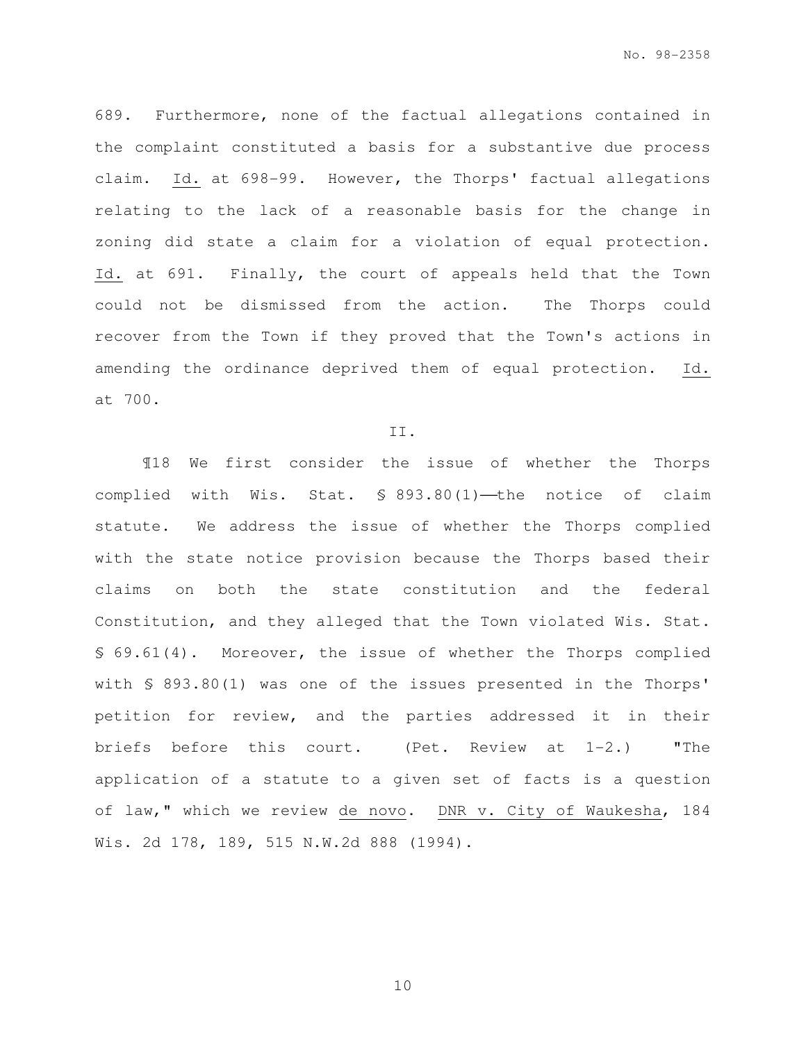689. Furthermore, none of the factual allegations contained in the complaint constituted a basis for a substantive due process claim. Id. at 698-99. However, the Thorps' factual allegations relating to the lack of a reasonable basis for the change in zoning did state a claim for a violation of equal protection. Id. at 691. Finally, the court of appeals held that the Town could not be dismissed from the action. The Thorps could recover from the Town if they proved that the Town's actions in amending the ordinance deprived them of equal protection. Id. at 700.

## II.

¶18 We first consider the issue of whether the Thorps complied with Wis. Stat. § 893.80(1)——the notice of claim statute. We address the issue of whether the Thorps complied with the state notice provision because the Thorps based their claims on both the state constitution and the federal Constitution, and they alleged that the Town violated Wis. Stat. § 69.61(4). Moreover, the issue of whether the Thorps complied with § 893.80(1) was one of the issues presented in the Thorps' petition for review, and the parties addressed it in their briefs before this court. (Pet. Review at 1-2.) "The application of a statute to a given set of facts is a question of law," which we review de novo. DNR v. City of Waukesha, 184 Wis. 2d 178, 189, 515 N.W.2d 888 (1994).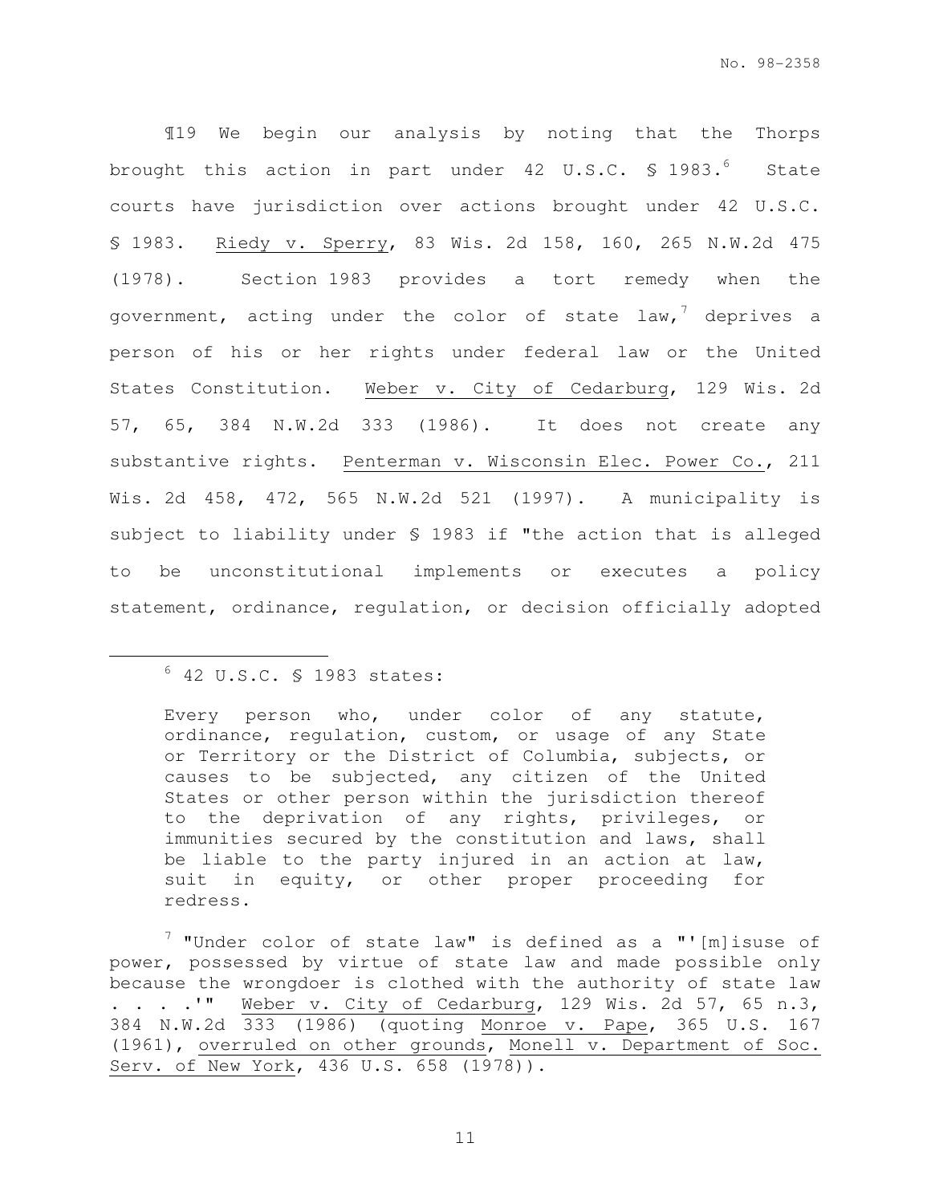¶19 We begin our analysis by noting that the Thorps brought this action in part under 42 U.S.C. § 1983.[6] State courts have jurisdiction over actions brought under 42 U.S.C. § 1983. Riedy v. Sperry, 83 Wis. 2d 158, 160, 265 N.W.2d 475 (1978). Section 1983 provides a tort remedy when the government, acting under the color of state law,[7] deprives a person of his or her rights under federal law or the United States Constitution. Weber v. City of Cedarburg, 129 Wis. 2d 57, 65, 384 N.W.2d 333 (1986). It does not create any substantive rights. Penterman v. Wisconsin Elec. Power Co., 211 Wis. 2d 458, 472, 565 N.W.2d 521 (1997). A municipality is subject to liability under § 1983 if "the action that is alleged to be unconstitutional implements or executes a policy statement, ordinance, regulation, or decision officially adopted

---

[6] 42 U.S.C. § 1983 states:

> Every person who, under color of any statute, ordinance, regulation, custom, or usage of any State or Territory or the District of Columbia, subjects, or causes to be subjected, any citizen of the United States or other person within the jurisdiction thereof to the deprivation of any rights, privileges, or immunities secured by the constitution and laws, shall be liable to the party injured in an action at law, suit in equity, or other proper proceeding for redress.

[7] "Under color of state law" is defined as a "'[m]isuse of power, possessed by virtue of state law and made possible only because the wrongdoer is clothed with the authority of state law . . . .'" Weber v. City of Cedarburg, 129 Wis. 2d 57, 65 n.3, 384 N.W.2d 333 (1986) (quoting Monroe v. Pape, 365 U.S. 167 (1961), overruled on other grounds, Monell v. Department of Soc. Serv. of New York, 436 U.S. 658 (1978)).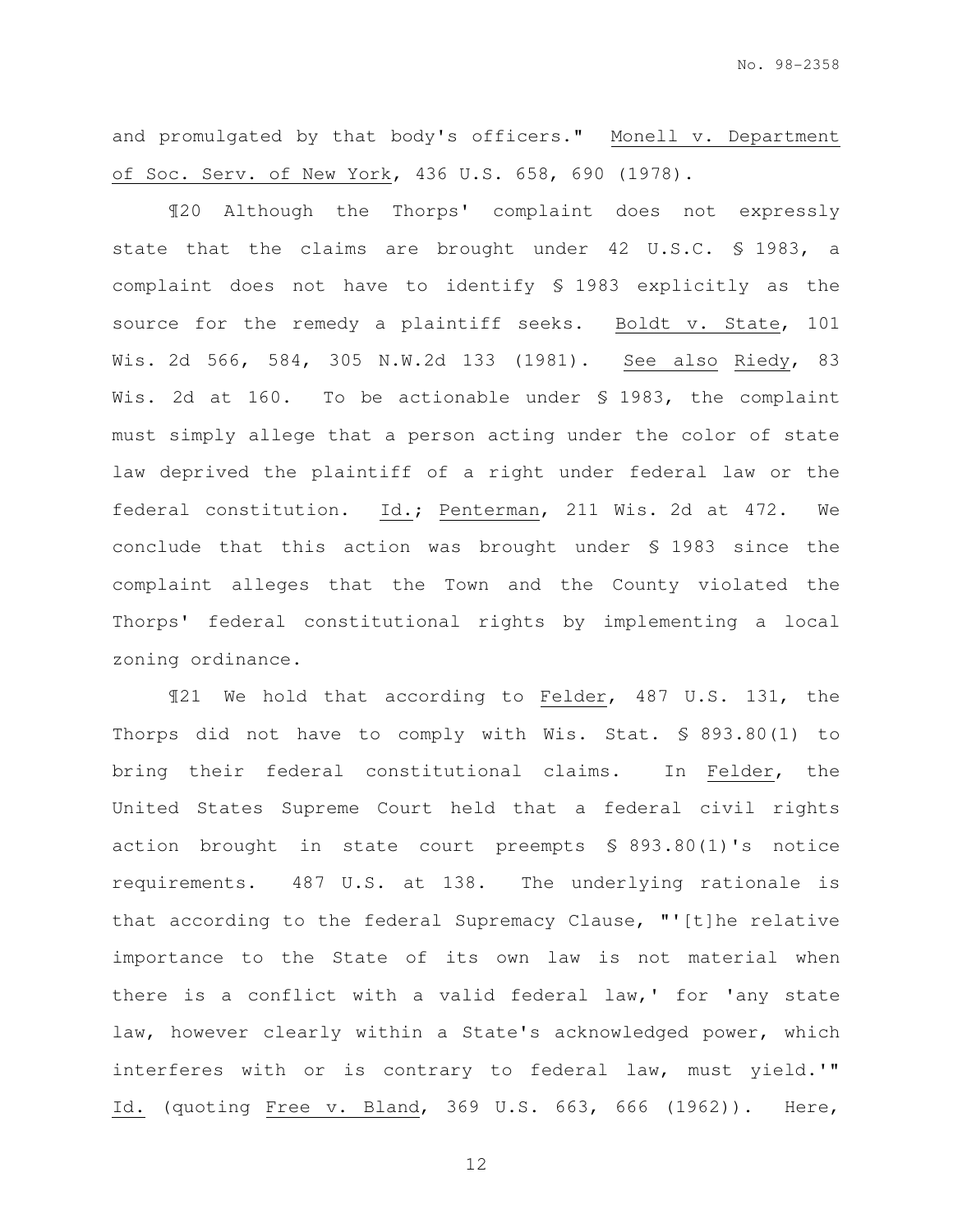and promulgated by that body's officers." Monell v. Department of Soc. Serv. of New York, 436 U.S. 658, 690 (1978).

¶20 Although the Thorps' complaint does not expressly state that the claims are brought under 42 U.S.C. § 1983, a complaint does not have to identify § 1983 explicitly as the source for the remedy a plaintiff seeks. Boldt v. State, 101 Wis. 2d 566, 584, 305 N.W.2d 133 (1981). See also Riedy, 83 Wis. 2d at 160. To be actionable under § 1983, the complaint must simply allege that a person acting under the color of state law deprived the plaintiff of a right under federal law or the federal constitution. Id.; Penterman, 211 Wis. 2d at 472. We conclude that this action was brought under § 1983 since the complaint alleges that the Town and the County violated the Thorps' federal constitutional rights by implementing a local zoning ordinance.

¶21 We hold that according to Felder, 487 U.S. 131, the Thorps did not have to comply with Wis. Stat. § 893.80(1) to bring their federal constitutional claims. In Felder, the United States Supreme Court held that a federal civil rights action brought in state court preempts § 893.80(1)'s notice requirements. 487 U.S. at 138. The underlying rationale is that according to the federal Supremacy Clause, "'[t]he relative importance to the State of its own law is not material when there is a conflict with a valid federal law,' for 'any state law, however clearly within a State's acknowledged power, which interferes with or is contrary to federal law, must yield.'" Id. (quoting Free v. Bland, 369 U.S. 663, 666 (1962)). Here,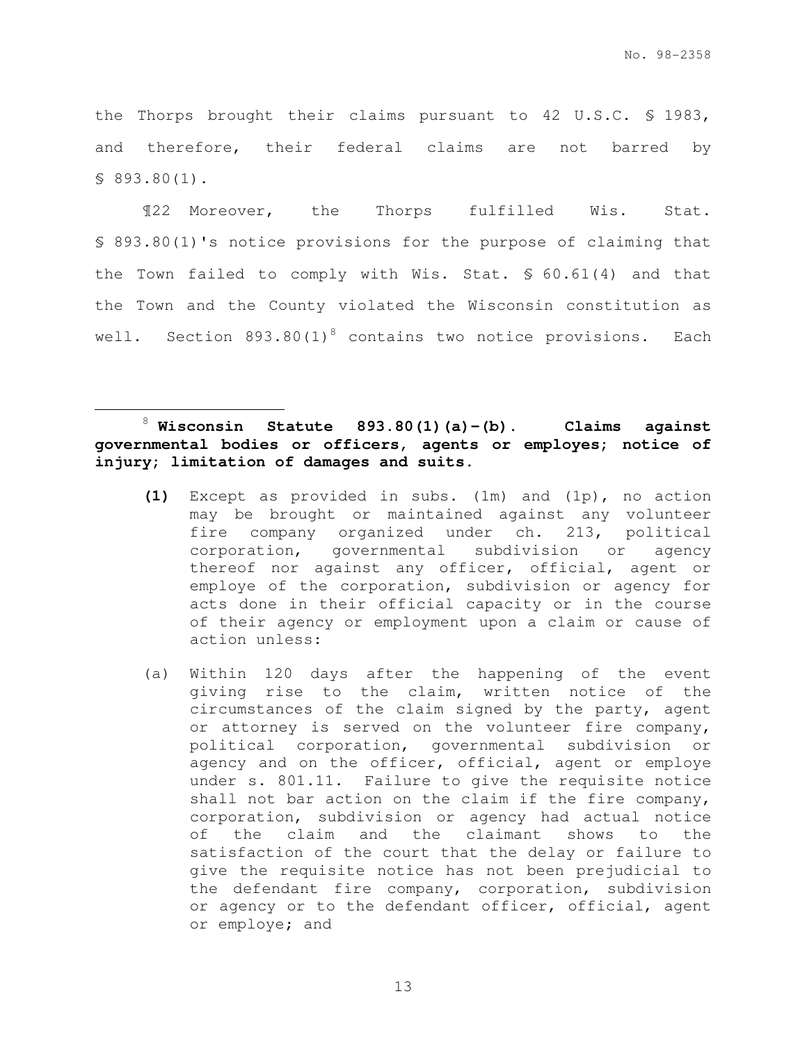the Thorps brought their claims pursuant to 42 U.S.C. § 1983, and therefore, their federal claims are not barred by § 893.80(1).

¶22 Moreover, the Thorps fulfilled Wis. Stat. § 893.80(1)'s notice provisions for the purpose of claiming that the Town failed to comply with Wis. Stat. § 60.61(4) and that the Town and the County violated the Wisconsin constitution as well. Section 893.80(1)[8] contains two notice provisions. Each

---

[8] **Wisconsin Statute 893.80(1)(a)-(b). Claims against governmental bodies or officers, agents or employes; notice of injury; limitation of damages and suits.**

> **(1)** Except as provided in subs. (1m) and (1p), no action may be brought or maintained against any volunteer fire company organized under ch. 213, political corporation, governmental subdivision or agency thereof nor against any officer, official, agent or employe of the corporation, subdivision or agency for acts done in their official capacity or in the course of their agency or employment upon a claim or cause of action unless:
>
> (a) Within 120 days after the happening of the event giving rise to the claim, written notice of the circumstances of the claim signed by the party, agent or attorney is served on the volunteer fire company, political corporation, governmental subdivision or agency and on the officer, official, agent or employe under s. 801.11. Failure to give the requisite notice shall not bar action on the claim if the fire company, corporation, subdivision or agency had actual notice of the claim and the claimant shows to the satisfaction of the court that the delay or failure to give the requisite notice has not been prejudicial to the defendant fire company, corporation, subdivision or agency or to the defendant officer, official, agent or employe; and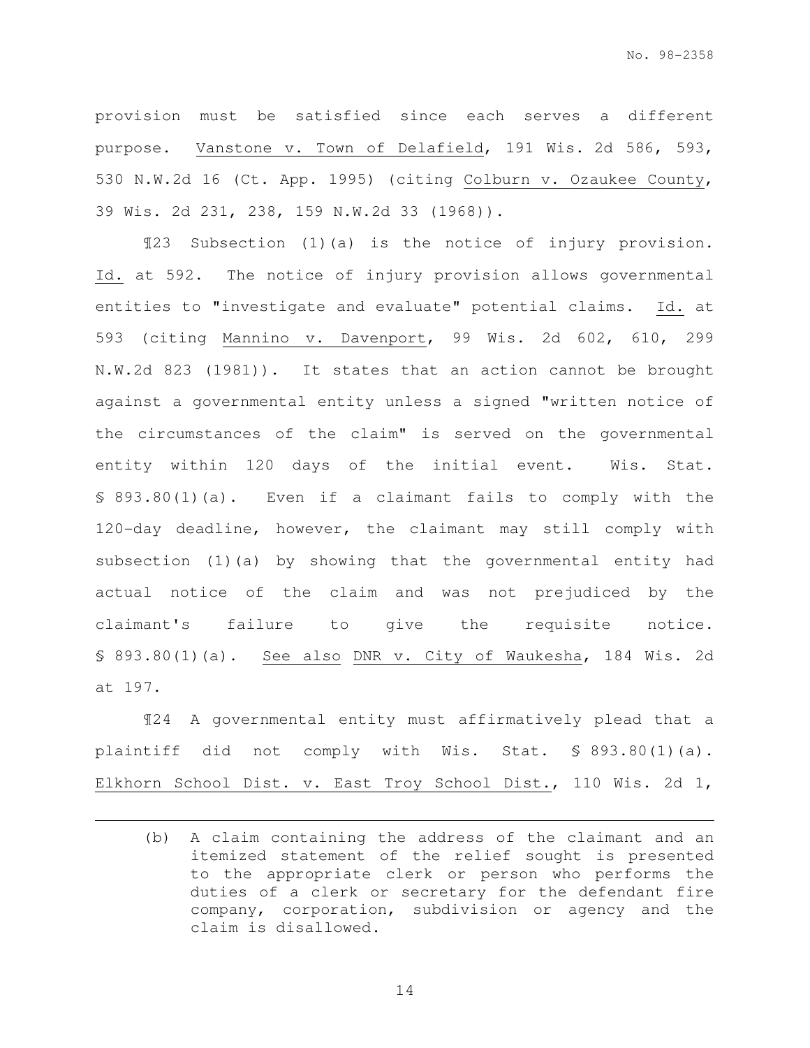provision must be satisfied since each serves a different purpose. Vanstone v. Town of Delafield, 191 Wis. 2d 586, 593, 530 N.W.2d 16 (Ct. App. 1995) (citing Colburn v. Ozaukee County, 39 Wis. 2d 231, 238, 159 N.W.2d 33 (1968)).

¶23 Subsection (1)(a) is the notice of injury provision. Id. at 592. The notice of injury provision allows governmental entities to "investigate and evaluate" potential claims. Id. at 593 (citing Mannino v. Davenport, 99 Wis. 2d 602, 610, 299 N.W.2d 823 (1981)). It states that an action cannot be brought against a governmental entity unless a signed "written notice of the circumstances of the claim" is served on the governmental entity within 120 days of the initial event. Wis. Stat. § 893.80(1)(a). Even if a claimant fails to comply with the 120-day deadline, however, the claimant may still comply with subsection (1)(a) by showing that the governmental entity had actual notice of the claim and was not prejudiced by the claimant's failure to give the requisite notice. § 893.80(1)(a). See also DNR v. City of Waukesha, 184 Wis. 2d at 197.

¶24 A governmental entity must affirmatively plead that a plaintiff did not comply with Wis. Stat. § 893.80(1)(a). Elkhorn School Dist. v. East Troy School Dist., 110 Wis. 2d 1,

---

(b) A claim containing the address of the claimant and an itemized statement of the relief sought is presented to the appropriate clerk or person who performs the duties of a clerk or secretary for the defendant fire company, corporation, subdivision or agency and the claim is disallowed.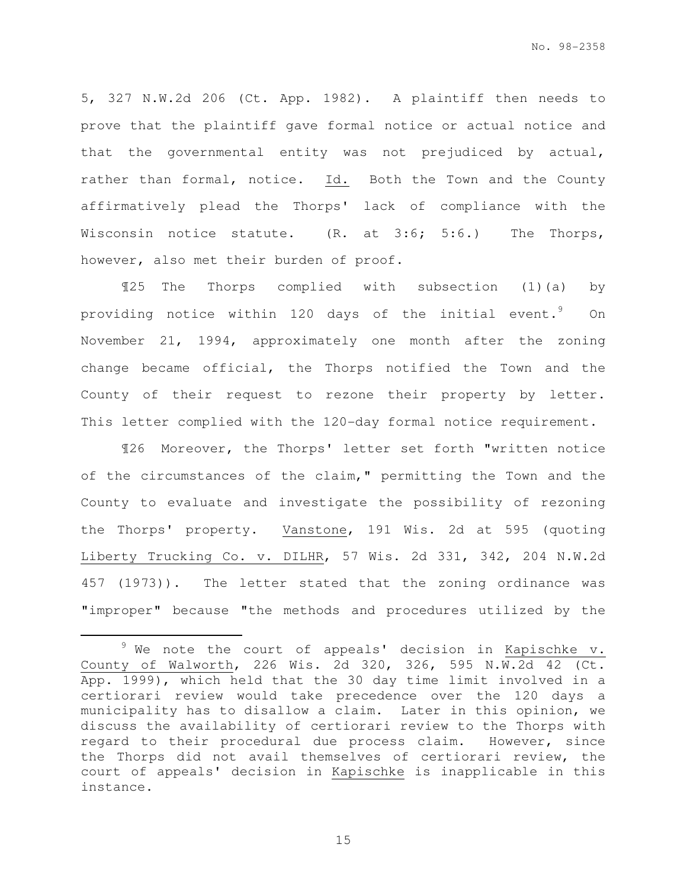5, 327 N.W.2d 206 (Ct. App. 1982). A plaintiff then needs to prove that the plaintiff gave formal notice or actual notice and that the governmental entity was not prejudiced by actual, rather than formal, notice. Id. Both the Town and the County affirmatively plead the Thorps' lack of compliance with the Wisconsin notice statute. (R. at 3:6; 5:6.) The Thorps, however, also met their burden of proof.

¶25 The Thorps complied with subsection (1)(a) by providing notice within 120 days of the initial event.[9] On November 21, 1994, approximately one month after the zoning change became official, the Thorps notified the Town and the County of their request to rezone their property by letter. This letter complied with the 120-day formal notice requirement.

¶26 Moreover, the Thorps' letter set forth "written notice of the circumstances of the claim," permitting the Town and the County to evaluate and investigate the possibility of rezoning the Thorps' property. Vanstone, 191 Wis. 2d at 595 (quoting Liberty Trucking Co. v. DILHR, 57 Wis. 2d 331, 342, 204 N.W.2d 457 (1973)). The letter stated that the zoning ordinance was "improper" because "the methods and procedures utilized by the

---

[9] We note the court of appeals' decision in Kapischke v. County of Walworth, 226 Wis. 2d 320, 326, 595 N.W.2d 42 (Ct. App. 1999), which held that the 30 day time limit involved in a certiorari review would take precedence over the 120 days a municipality has to disallow a claim. Later in this opinion, we discuss the availability of certiorari review to the Thorps with regard to their procedural due process claim. However, since the Thorps did not avail themselves of certiorari review, the court of appeals' decision in Kapischke is inapplicable in this instance.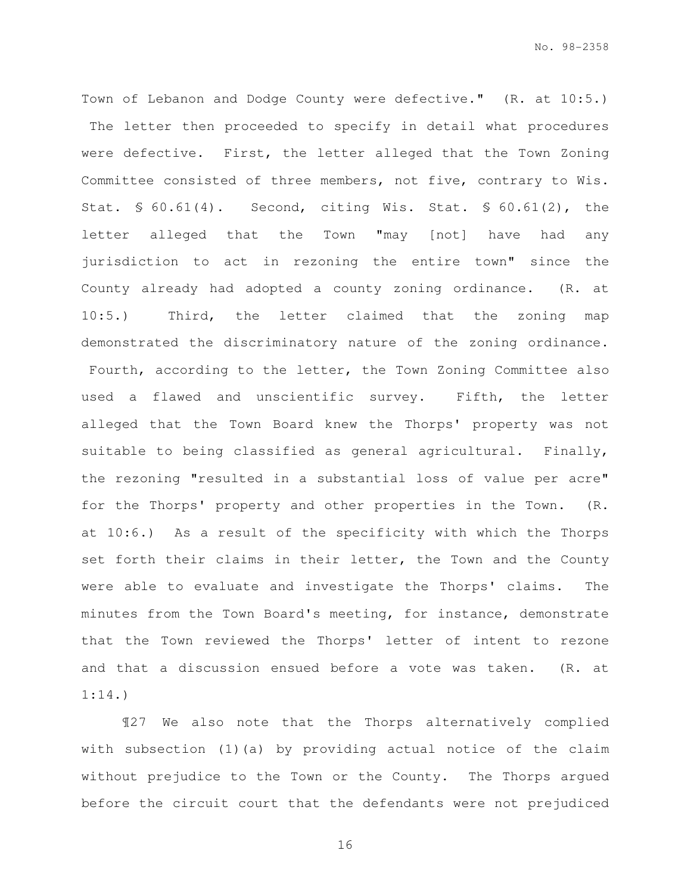Town of Lebanon and Dodge County were defective." (R. at 10:5.) The letter then proceeded to specify in detail what procedures were defective. First, the letter alleged that the Town Zoning Committee consisted of three members, not five, contrary to Wis. Stat. § 60.61(4). Second, citing Wis. Stat. § 60.61(2), the letter alleged that the Town "may [not] have had any jurisdiction to act in rezoning the entire town" since the County already had adopted a county zoning ordinance. (R. at 10:5.) Third, the letter claimed that the zoning map demonstrated the discriminatory nature of the zoning ordinance. Fourth, according to the letter, the Town Zoning Committee also used a flawed and unscientific survey. Fifth, the letter alleged that the Town Board knew the Thorps' property was not suitable to being classified as general agricultural. Finally, the rezoning "resulted in a substantial loss of value per acre" for the Thorps' property and other properties in the Town. (R. at 10:6.) As a result of the specificity with which the Thorps set forth their claims in their letter, the Town and the County were able to evaluate and investigate the Thorps' claims. The minutes from the Town Board's meeting, for instance, demonstrate that the Town reviewed the Thorps' letter of intent to rezone and that a discussion ensued before a vote was taken. (R. at 1:14.)

¶27 We also note that the Thorps alternatively complied with subsection (1)(a) by providing actual notice of the claim without prejudice to the Town or the County. The Thorps argued before the circuit court that the defendants were not prejudiced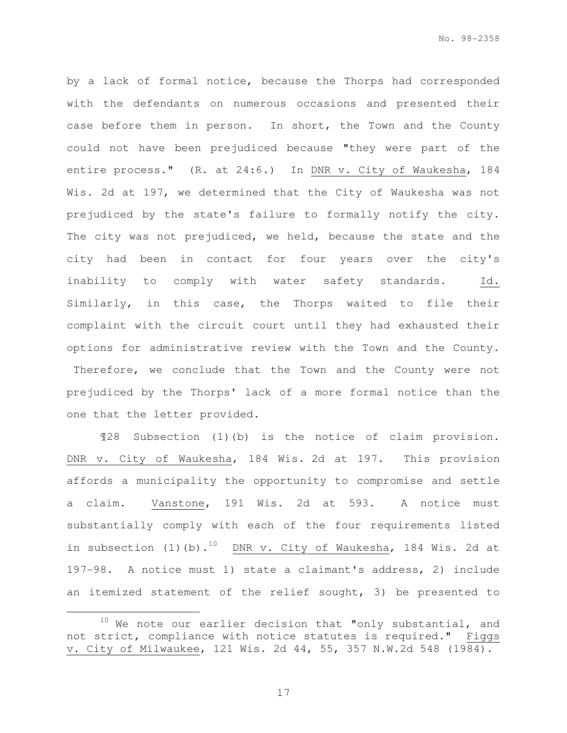by a lack of formal notice, because the Thorps had corresponded with the defendants on numerous occasions and presented their case before them in person. In short, the Town and the County could not have been prejudiced because "they were part of the entire process." (R. at 24:6.) In DNR v. City of Waukesha, 184 Wis. 2d at 197, we determined that the City of Waukesha was not prejudiced by the state's failure to formally notify the city. The city was not prejudiced, we held, because the state and the city had been in contact for four years over the city's inability to comply with water safety standards. Id. Similarly, in this case, the Thorps waited to file their complaint with the circuit court until they had exhausted their options for administrative review with the Town and the County. Therefore, we conclude that the Town and the County were not prejudiced by the Thorps' lack of a more formal notice than the one that the letter provided.

¶28 Subsection (1)(b) is the notice of claim provision. DNR v. City of Waukesha, 184 Wis. 2d at 197. This provision affords a municipality the opportunity to compromise and settle a claim. Vanstone, 191 Wis. 2d at 593. A notice must substantially comply with each of the four requirements listed in subsection (1)(b).[10] DNR v. City of Waukesha, 184 Wis. 2d at 197-98. A notice must 1) state a claimant's address, 2) include an itemized statement of the relief sought, 3) be presented to

---

[10] We note our earlier decision that "only substantial, and not strict, compliance with notice statutes is required." Figgs v. City of Milwaukee, 121 Wis. 2d 44, 55, 357 N.W.2d 548 (1984).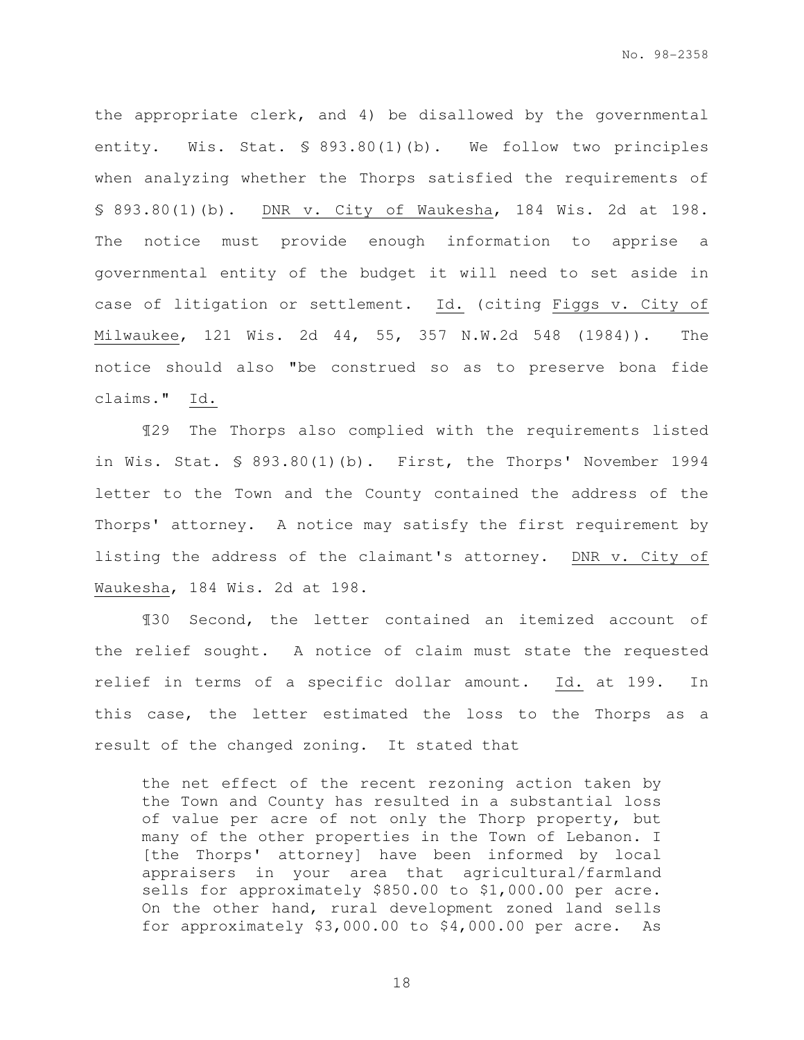the appropriate clerk, and 4) be disallowed by the governmental entity. Wis. Stat. § 893.80(1)(b). We follow two principles when analyzing whether the Thorps satisfied the requirements of § 893.80(1)(b). DNR v. City of Waukesha, 184 Wis. 2d at 198. The notice must provide enough information to apprise a governmental entity of the budget it will need to set aside in case of litigation or settlement. Id. (citing Figgs v. City of Milwaukee, 121 Wis. 2d 44, 55, 357 N.W.2d 548 (1984)). The notice should also "be construed so as to preserve bona fide claims." Id.

¶29 The Thorps also complied with the requirements listed in Wis. Stat. § 893.80(1)(b). First, the Thorps' November 1994 letter to the Town and the County contained the address of the Thorps' attorney. A notice may satisfy the first requirement by listing the address of the claimant's attorney. DNR v. City of Waukesha, 184 Wis. 2d at 198.

¶30 Second, the letter contained an itemized account of the relief sought. A notice of claim must state the requested relief in terms of a specific dollar amount. Id. at 199. In this case, the letter estimated the loss to the Thorps as a result of the changed zoning. It stated that

> the net effect of the recent rezoning action taken by the Town and County has resulted in a substantial loss of value per acre of not only the Thorp property, but many of the other properties in the Town of Lebanon. I [the Thorps' attorney] have been informed by local appraisers in your area that agricultural/farmland sells for approximately $850.00 to $1,000.00 per acre. On the other hand, rural development zoned land sells for approximately $3,000.00 to $4,000.00 per acre. As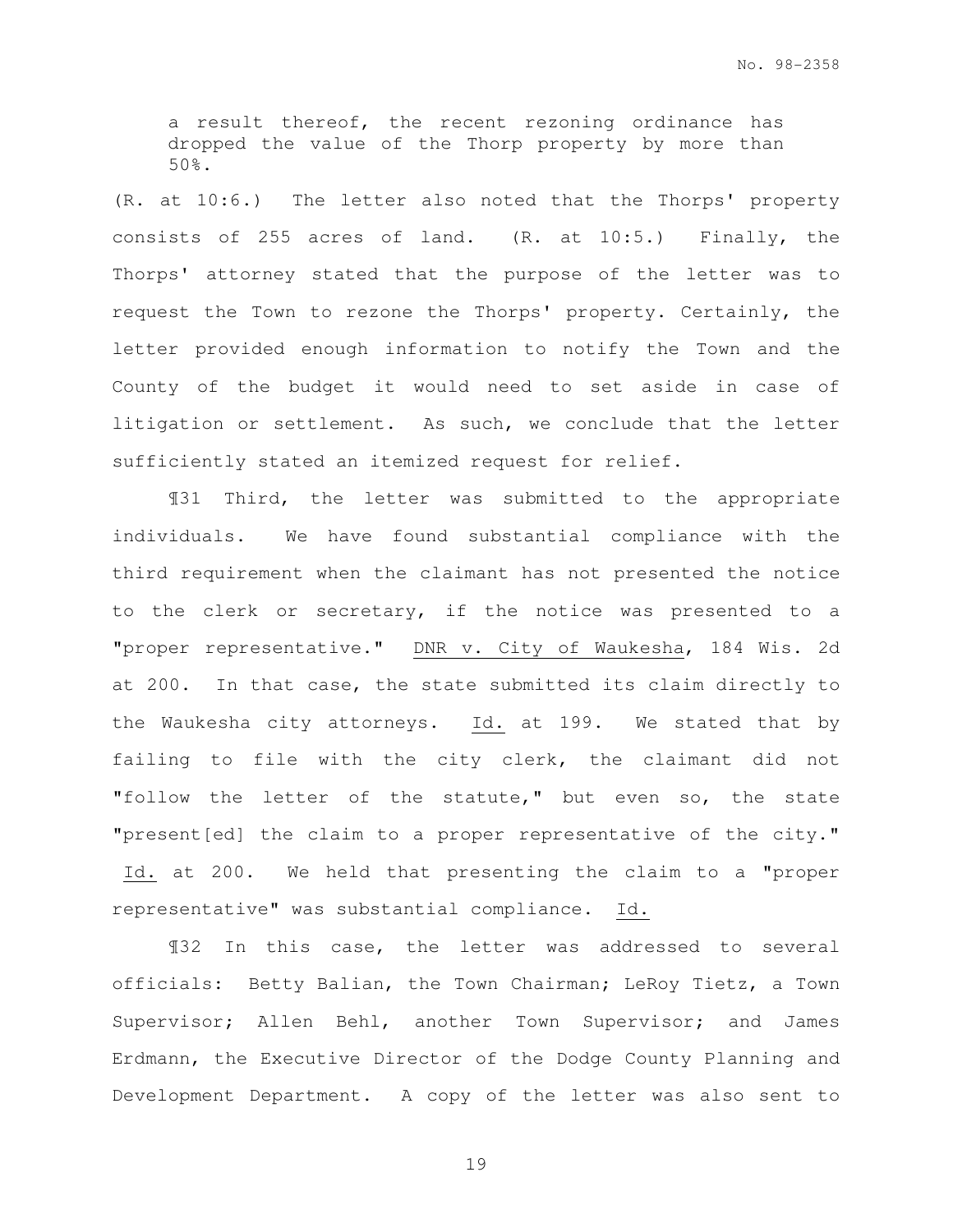> a result thereof, the recent rezoning ordinance has dropped the value of the Thorp property by more than 50%.

(R. at 10:6.) The letter also noted that the Thorps' property consists of 255 acres of land. (R. at 10:5.) Finally, the Thorps' attorney stated that the purpose of the letter was to request the Town to rezone the Thorps' property. Certainly, the letter provided enough information to notify the Town and the County of the budget it would need to set aside in case of litigation or settlement. As such, we conclude that the letter sufficiently stated an itemized request for relief.

¶31 Third, the letter was submitted to the appropriate individuals. We have found substantial compliance with the third requirement when the claimant has not presented the notice to the clerk or secretary, if the notice was presented to a "proper representative." DNR v. City of Waukesha, 184 Wis. 2d at 200. In that case, the state submitted its claim directly to the Waukesha city attorneys. Id. at 199. We stated that by failing to file with the city clerk, the claimant did not "follow the letter of the statute," but even so, the state "present[ed] the claim to a proper representative of the city." Id. at 200. We held that presenting the claim to a "proper representative" was substantial compliance. Id.

¶32 In this case, the letter was addressed to several officials: Betty Balian, the Town Chairman; LeRoy Tietz, a Town Supervisor; Allen Behl, another Town Supervisor; and James Erdmann, the Executive Director of the Dodge County Planning and Development Department. A copy of the letter was also sent to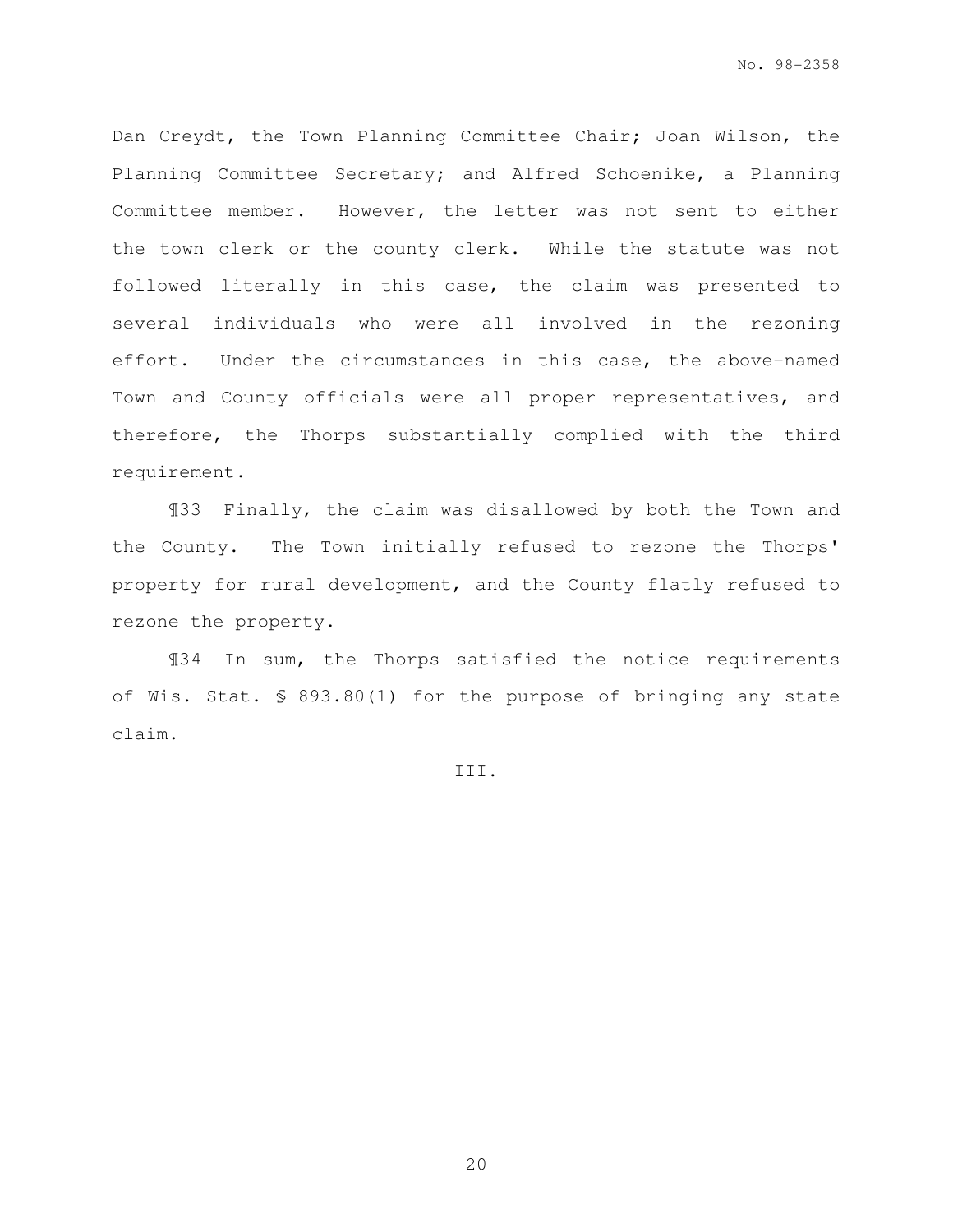Dan Creydt, the Town Planning Committee Chair; Joan Wilson, the Planning Committee Secretary; and Alfred Schoenike, a Planning Committee member. However, the letter was not sent to either the town clerk or the county clerk. While the statute was not followed literally in this case, the claim was presented to several individuals who were all involved in the rezoning effort. Under the circumstances in this case, the above-named Town and County officials were all proper representatives, and therefore, the Thorps substantially complied with the third requirement.

¶33 Finally, the claim was disallowed by both the Town and the County. The Town initially refused to rezone the Thorps' property for rural development, and the County flatly refused to rezone the property.

¶34 In sum, the Thorps satisfied the notice requirements of Wis. Stat. § 893.80(1) for the purpose of bringing any state claim.

III.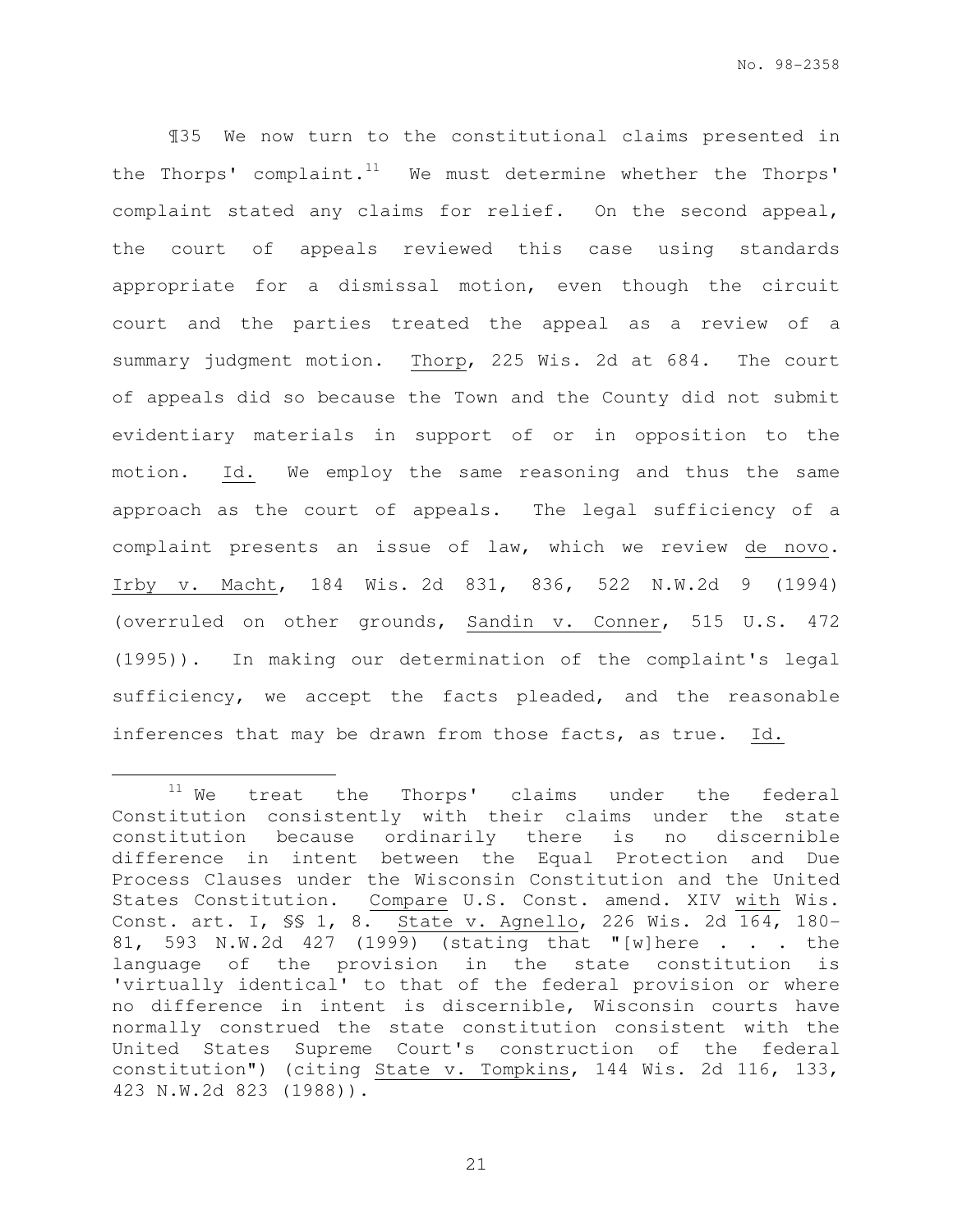¶35 We now turn to the constitutional claims presented in the Thorps' complaint.[11] We must determine whether the Thorps' complaint stated any claims for relief. On the second appeal, the court of appeals reviewed this case using standards appropriate for a dismissal motion, even though the circuit court and the parties treated the appeal as a review of a summary judgment motion. Thorp, 225 Wis. 2d at 684. The court of appeals did so because the Town and the County did not submit evidentiary materials in support of or in opposition to the motion. Id. We employ the same reasoning and thus the same approach as the court of appeals. The legal sufficiency of a complaint presents an issue of law, which we review de novo. Irby v. Macht, 184 Wis. 2d 831, 836, 522 N.W.2d 9 (1994) (overruled on other grounds, Sandin v. Conner, 515 U.S. 472 (1995)). In making our determination of the complaint's legal sufficiency, we accept the facts pleaded, and the reasonable inferences that may be drawn from those facts, as true. Id.

---

[11] We treat the Thorps' claims under the federal Constitution consistently with their claims under the state constitution because ordinarily there is no discernible difference in intent between the Equal Protection and Due Process Clauses under the Wisconsin Constitution and the United States Constitution. Compare U.S. Const. amend. XIV with Wis. Const. art. I, §§ 1, 8. State v. Agnello, 226 Wis. 2d 164, 180-81, 593 N.W.2d 427 (1999) (stating that "[w]here . . . the language of the provision in the state constitution is 'virtually identical' to that of the federal provision or where no difference in intent is discernible, Wisconsin courts have normally construed the state constitution consistent with the United States Supreme Court's construction of the federal constitution") (citing State v. Tompkins, 144 Wis. 2d 116, 133, 423 N.W.2d 823 (1988)).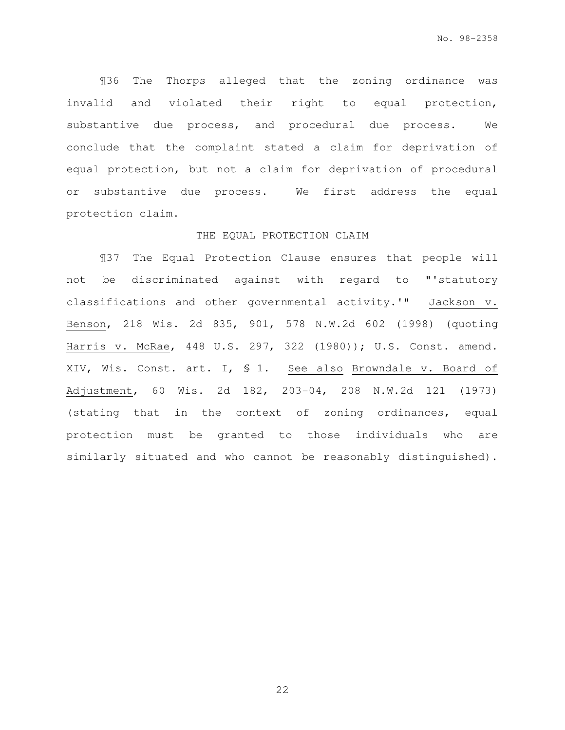¶36 The Thorps alleged that the zoning ordinance was invalid and violated their right to equal protection, substantive due process, and procedural due process. We conclude that the complaint stated a claim for deprivation of equal protection, but not a claim for deprivation of procedural or substantive due process. We first address the equal protection claim.

## THE EQUAL PROTECTION CLAIM

¶37 The Equal Protection Clause ensures that people will not be discriminated against with regard to "'statutory classifications and other governmental activity.'" Jackson v. Benson, 218 Wis. 2d 835, 901, 578 N.W.2d 602 (1998) (quoting Harris v. McRae, 448 U.S. 297, 322 (1980)); U.S. Const. amend. XIV, Wis. Const. art. I, § 1. See also Browndale v. Board of Adjustment, 60 Wis. 2d 182, 203-04, 208 N.W.2d 121 (1973) (stating that in the context of zoning ordinances, equal protection must be granted to those individuals who are similarly situated and who cannot be reasonably distinguished).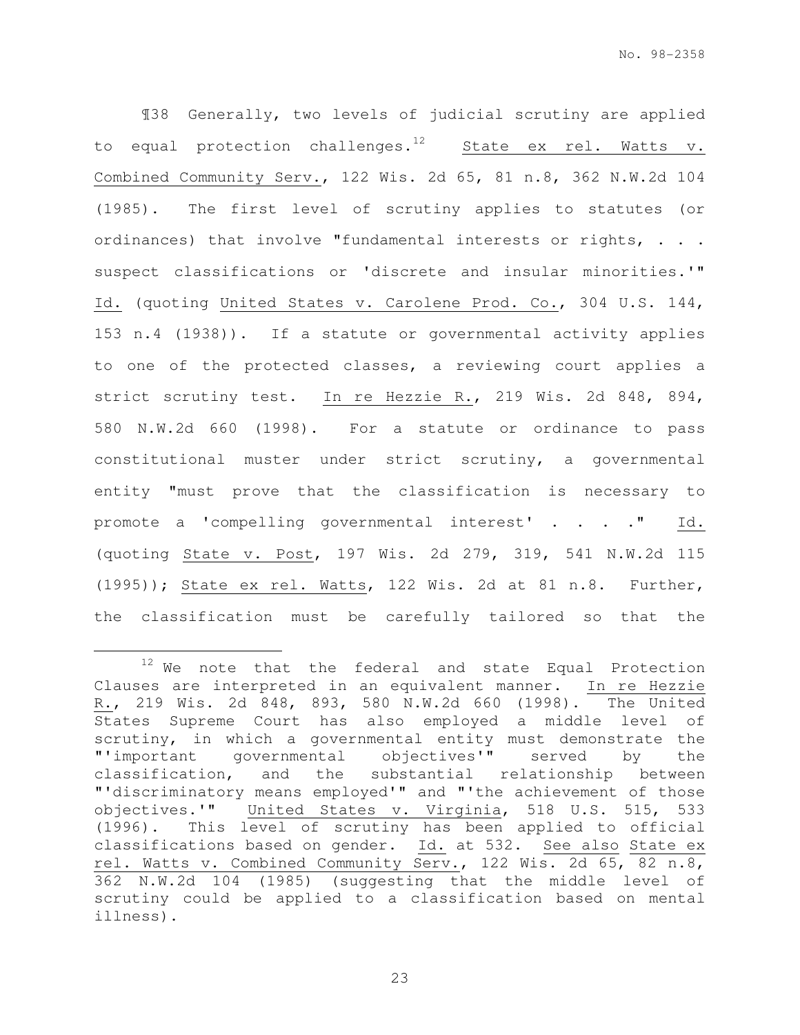¶38 Generally, two levels of judicial scrutiny are applied to equal protection challenges.[12] State ex rel. Watts v. Combined Community Serv., 122 Wis. 2d 65, 81 n.8, 362 N.W.2d 104 (1985). The first level of scrutiny applies to statutes (or ordinances) that involve "fundamental interests or rights, . . . suspect classifications or 'discrete and insular minorities.'" Id. (quoting United States v. Carolene Prod. Co., 304 U.S. 144, 153 n.4 (1938)). If a statute or governmental activity applies to one of the protected classes, a reviewing court applies a strict scrutiny test. In re Hezzie R., 219 Wis. 2d 848, 894, 580 N.W.2d 660 (1998). For a statute or ordinance to pass constitutional muster under strict scrutiny, a governmental entity "must prove that the classification is necessary to promote a 'compelling governmental interest' . . . ." Id. (quoting State v. Post, 197 Wis. 2d 279, 319, 541 N.W.2d 115 (1995)); State ex rel. Watts, 122 Wis. 2d at 81 n.8. Further, the classification must be carefully tailored so that the

---

[12] We note that the federal and state Equal Protection Clauses are interpreted in an equivalent manner. In re Hezzie R., 219 Wis. 2d 848, 893, 580 N.W.2d 660 (1998). The United States Supreme Court has also employed a middle level of scrutiny, in which a governmental entity must demonstrate the "'important governmental objectives'" served by the classification, and the substantial relationship between "'discriminatory means employed'" and "'the achievement of those objectives.'" United States v. Virginia, 518 U.S. 515, 533 (1996). This level of scrutiny has been applied to official classifications based on gender. Id. at 532. See also State ex rel. Watts v. Combined Community Serv., 122 Wis. 2d 65, 82 n.8, 362 N.W.2d 104 (1985) (suggesting that the middle level of scrutiny could be applied to a classification based on mental illness).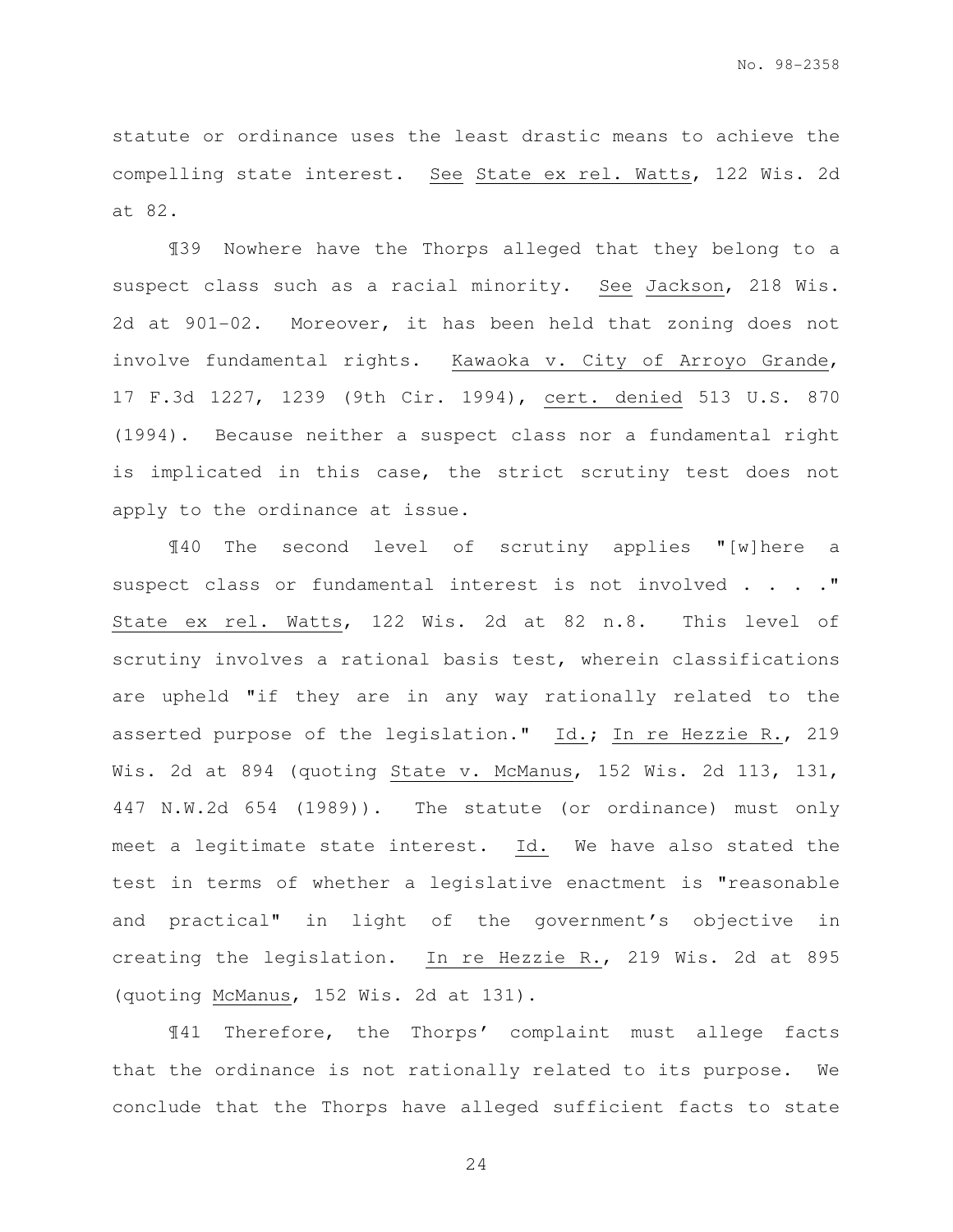statute or ordinance uses the least drastic means to achieve the compelling state interest. See State ex rel. Watts, 122 Wis. 2d at 82.

¶39 Nowhere have the Thorps alleged that they belong to a suspect class such as a racial minority. See Jackson, 218 Wis. 2d at 901-02. Moreover, it has been held that zoning does not involve fundamental rights. Kawaoka v. City of Arroyo Grande, 17 F.3d 1227, 1239 (9th Cir. 1994), cert. denied 513 U.S. 870 (1994). Because neither a suspect class nor a fundamental right is implicated in this case, the strict scrutiny test does not apply to the ordinance at issue.

¶40 The second level of scrutiny applies "[w]here a suspect class or fundamental interest is not involved . . . ." State ex rel. Watts, 122 Wis. 2d at 82 n.8. This level of scrutiny involves a rational basis test, wherein classifications are upheld "if they are in any way rationally related to the asserted purpose of the legislation." Id.; In re Hezzie R., 219 Wis. 2d at 894 (quoting State v. McManus, 152 Wis. 2d 113, 131, 447 N.W.2d 654 (1989)). The statute (or ordinance) must only meet a legitimate state interest. Id. We have also stated the test in terms of whether a legislative enactment is "reasonable and practical" in light of the government's objective in creating the legislation. In re Hezzie R., 219 Wis. 2d at 895 (quoting McManus, 152 Wis. 2d at 131).

¶41 Therefore, the Thorps' complaint must allege facts that the ordinance is not rationally related to its purpose. We conclude that the Thorps have alleged sufficient facts to state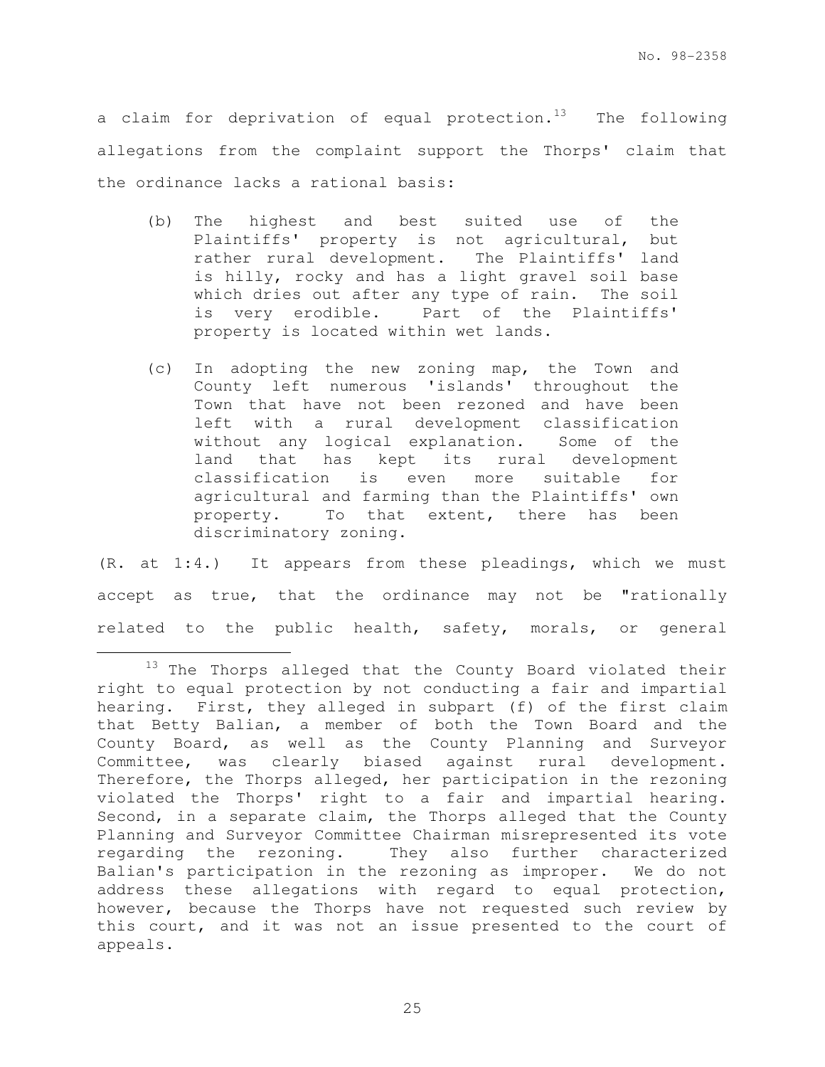a claim for deprivation of equal protection.[13] The following allegations from the complaint support the Thorps' claim that the ordinance lacks a rational basis:

> (b) The highest and best suited use of the Plaintiffs' property is not agricultural, but rather rural development. The Plaintiffs' land is hilly, rocky and has a light gravel soil base which dries out after any type of rain. The soil is very erodible. Part of the Plaintiffs' property is located within wet lands.
>
> (c) In adopting the new zoning map, the Town and County left numerous 'islands' throughout the Town that have not been rezoned and have been left with a rural development classification without any logical explanation. Some of the land that has kept its rural development classification is even more suitable for agricultural and farming than the Plaintiffs' own property. To that extent, there has been discriminatory zoning.

(R. at 1:4.) It appears from these pleadings, which we must accept as true, that the ordinance may not be "rationally related to the public health, safety, morals, or general

---

[13] The Thorps alleged that the County Board violated their right to equal protection by not conducting a fair and impartial hearing. First, they alleged in subpart (f) of the first claim that Betty Balian, a member of both the Town Board and the County Board, as well as the County Planning and Surveyor Committee, was clearly biased against rural development. Therefore, the Thorps alleged, her participation in the rezoning violated the Thorps' right to a fair and impartial hearing. Second, in a separate claim, the Thorps alleged that the County Planning and Surveyor Committee Chairman misrepresented its vote regarding the rezoning. They also further characterized Balian's participation in the rezoning as improper. We do not address these allegations with regard to equal protection, however, because the Thorps have not requested such review by this court, and it was not an issue presented to the court of appeals.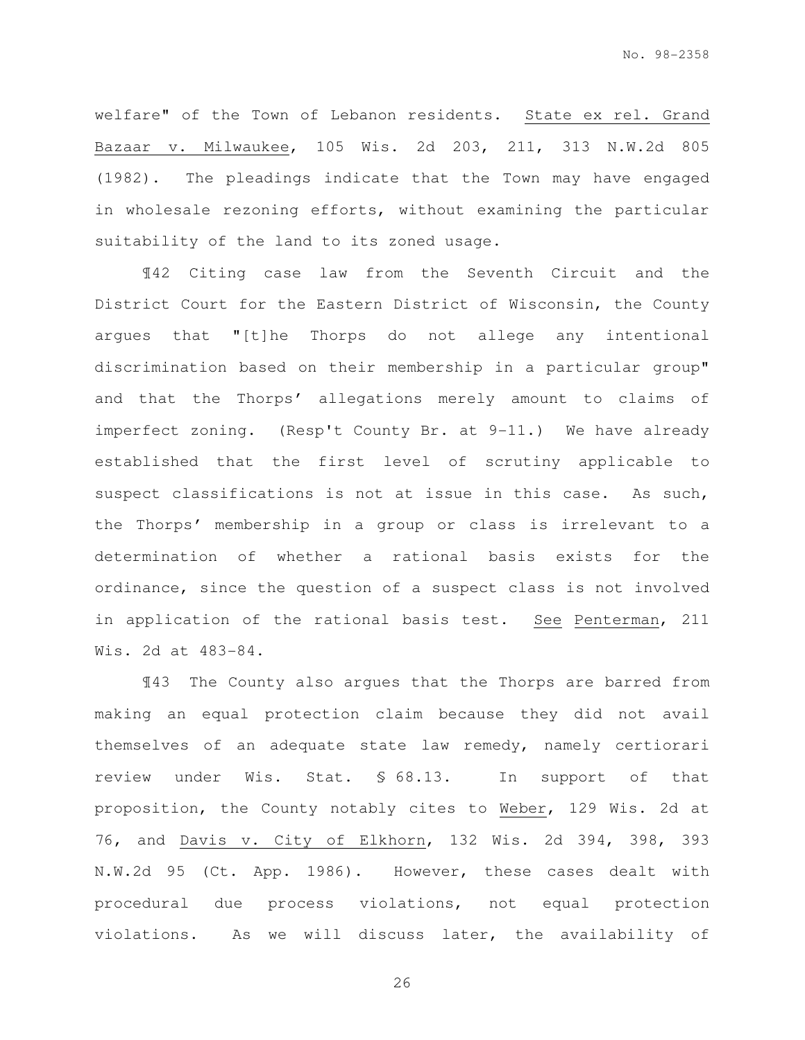welfare" of the Town of Lebanon residents. State ex rel. Grand Bazaar v. Milwaukee, 105 Wis. 2d 203, 211, 313 N.W.2d 805 (1982). The pleadings indicate that the Town may have engaged in wholesale rezoning efforts, without examining the particular suitability of the land to its zoned usage.

¶42 Citing case law from the Seventh Circuit and the District Court for the Eastern District of Wisconsin, the County argues that "[t]he Thorps do not allege any intentional discrimination based on their membership in a particular group" and that the Thorps' allegations merely amount to claims of imperfect zoning. (Resp't County Br. at 9-11.) We have already established that the first level of scrutiny applicable to suspect classifications is not at issue in this case. As such, the Thorps' membership in a group or class is irrelevant to a determination of whether a rational basis exists for the ordinance, since the question of a suspect class is not involved in application of the rational basis test. See Penterman, 211 Wis. 2d at 483-84.

¶43 The County also argues that the Thorps are barred from making an equal protection claim because they did not avail themselves of an adequate state law remedy, namely certiorari review under Wis. Stat. § 68.13. In support of that proposition, the County notably cites to Weber, 129 Wis. 2d at 76, and Davis v. City of Elkhorn, 132 Wis. 2d 394, 398, 393 N.W.2d 95 (Ct. App. 1986). However, these cases dealt with procedural due process violations, not equal protection violations. As we will discuss later, the availability of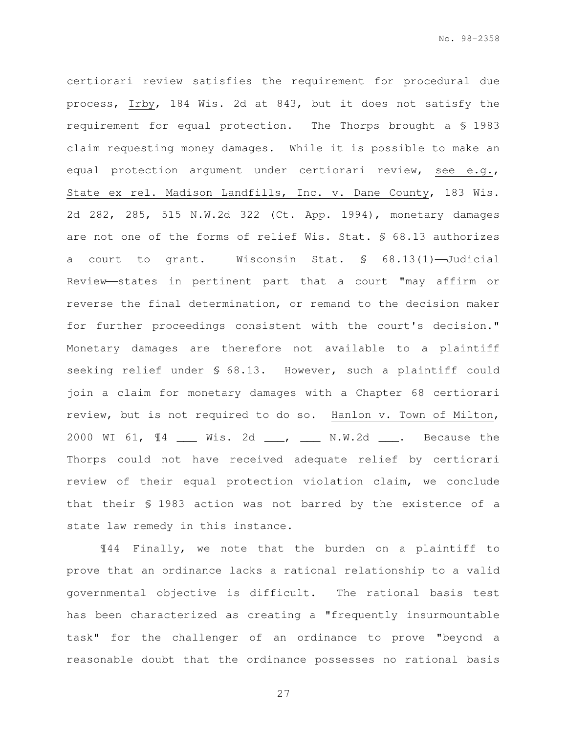certiorari review satisfies the requirement for procedural due process, Irby, 184 Wis. 2d at 843, but it does not satisfy the requirement for equal protection. The Thorps brought a § 1983 claim requesting money damages. While it is possible to make an equal protection argument under certiorari review, see e.g., State ex rel. Madison Landfills, Inc. v. Dane County, 183 Wis. 2d 282, 285, 515 N.W.2d 322 (Ct. App. 1994), monetary damages are not one of the forms of relief Wis. Stat. § 68.13 authorizes a court to grant. Wisconsin Stat. § 68.13(1)——Judicial Review——states in pertinent part that a court "may affirm or reverse the final determination, or remand to the decision maker for further proceedings consistent with the court's decision." Monetary damages are therefore not available to a plaintiff seeking relief under § 68.13. However, such a plaintiff could join a claim for monetary damages with a Chapter 68 certiorari review, but is not required to do so. Hanlon v. Town of Milton, 2000 WI 61, ¶4 ___ Wis. 2d ___, ___ N.W.2d ___. Because the Thorps could not have received adequate relief by certiorari review of their equal protection violation claim, we conclude that their § 1983 action was not barred by the existence of a state law remedy in this instance.

¶44 Finally, we note that the burden on a plaintiff to prove that an ordinance lacks a rational relationship to a valid governmental objective is difficult. The rational basis test has been characterized as creating a "frequently insurmountable task" for the challenger of an ordinance to prove "beyond a reasonable doubt that the ordinance possesses no rational basis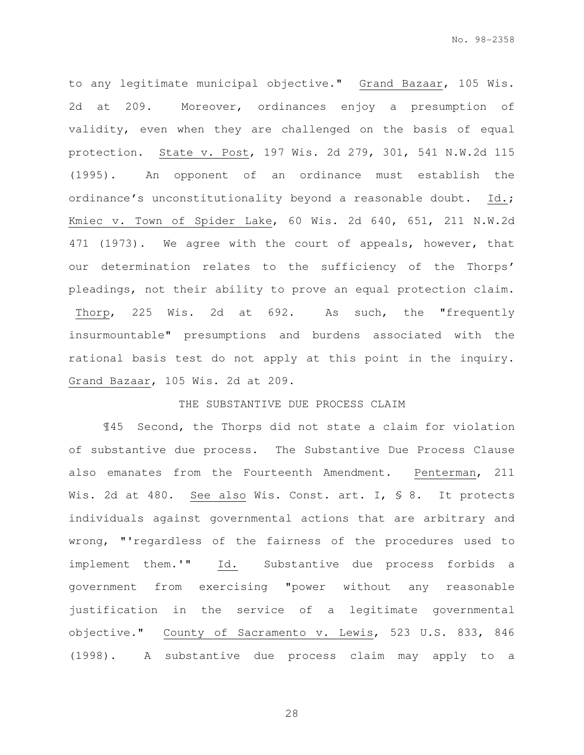to any legitimate municipal objective." Grand Bazaar, 105 Wis. 2d at 209. Moreover, ordinances enjoy a presumption of validity, even when they are challenged on the basis of equal protection. State v. Post, 197 Wis. 2d 279, 301, 541 N.W.2d 115 (1995). An opponent of an ordinance must establish the ordinance's unconstitutionality beyond a reasonable doubt. Id.; Kmiec v. Town of Spider Lake, 60 Wis. 2d 640, 651, 211 N.W.2d 471 (1973). We agree with the court of appeals, however, that our determination relates to the sufficiency of the Thorps' pleadings, not their ability to prove an equal protection claim. Thorp, 225 Wis. 2d at 692. As such, the "frequently insurmountable" presumptions and burdens associated with the rational basis test do not apply at this point in the inquiry. Grand Bazaar, 105 Wis. 2d at 209.

## THE SUBSTANTIVE DUE PROCESS CLAIM

¶45 Second, the Thorps did not state a claim for violation of substantive due process. The Substantive Due Process Clause also emanates from the Fourteenth Amendment. Penterman, 211 Wis. 2d at 480. See also Wis. Const. art. I, § 8. It protects individuals against governmental actions that are arbitrary and wrong, "'regardless of the fairness of the procedures used to implement them.'" Id. Substantive due process forbids a government from exercising "power without any reasonable justification in the service of a legitimate governmental objective." County of Sacramento v. Lewis, 523 U.S. 833, 846 (1998). A substantive due process claim may apply to a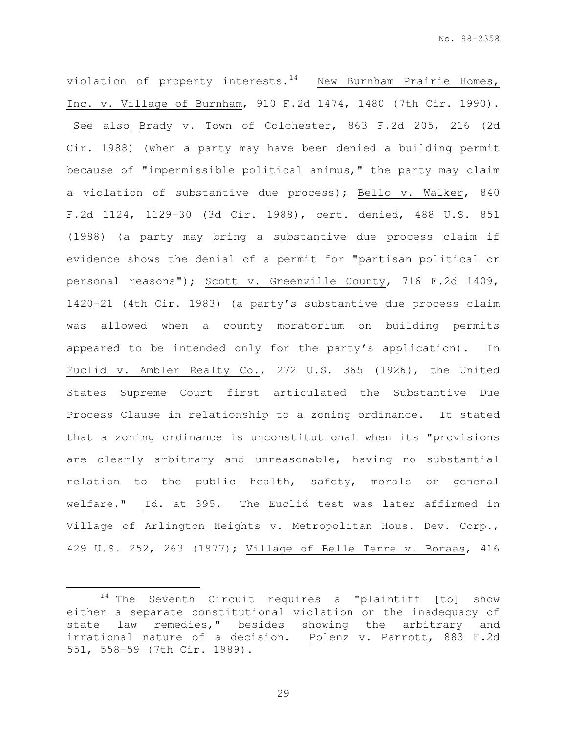violation of property interests.[14] New Burnham Prairie Homes, Inc. v. Village of Burnham, 910 F.2d 1474, 1480 (7th Cir. 1990). See also Brady v. Town of Colchester, 863 F.2d 205, 216 (2d Cir. 1988) (when a party may have been denied a building permit because of "impermissible political animus," the party may claim a violation of substantive due process); Bello v. Walker, 840 F.2d 1124, 1129-30 (3d Cir. 1988), cert. denied, 488 U.S. 851 (1988) (a party may bring a substantive due process claim if evidence shows the denial of a permit for "partisan political or personal reasons"); Scott v. Greenville County, 716 F.2d 1409, 1420-21 (4th Cir. 1983) (a party's substantive due process claim was allowed when a county moratorium on building permits appeared to be intended only for the party's application). In Euclid v. Ambler Realty Co., 272 U.S. 365 (1926), the United States Supreme Court first articulated the Substantive Due Process Clause in relationship to a zoning ordinance. It stated that a zoning ordinance is unconstitutional when its "provisions are clearly arbitrary and unreasonable, having no substantial relation to the public health, safety, morals or general welfare." Id. at 395. The Euclid test was later affirmed in Village of Arlington Heights v. Metropolitan Hous. Dev. Corp., 429 U.S. 252, 263 (1977); Village of Belle Terre v. Boraas, 416

---

[14] The Seventh Circuit requires a "plaintiff [to] show either a separate constitutional violation or the inadequacy of state law remedies," besides showing the arbitrary and irrational nature of a decision. Polenz v. Parrott, 883 F.2d 551, 558-59 (7th Cir. 1989).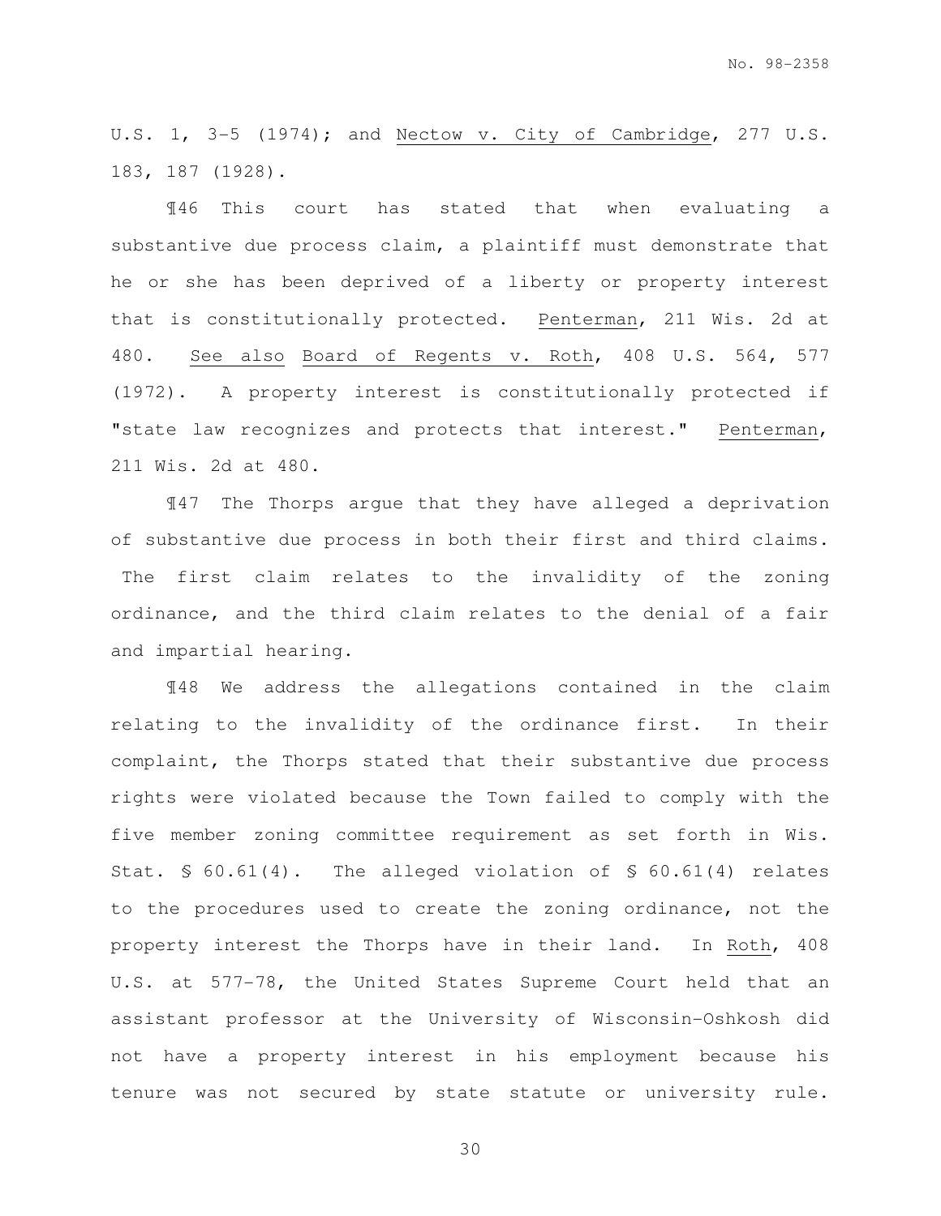U.S. 1, 3-5 (1974); and <u>Nectow v. City of Cambridge</u>, 277 U.S. 183, 187 (1928).

¶46 This court has stated that when evaluating a substantive due process claim, a plaintiff must demonstrate that he or she has been deprived of a liberty or property interest that is constitutionally protected. <u>Penterman</u>, 211 Wis. 2d at 480. <u>See also</u> <u>Board of Regents v. Roth</u>, 408 U.S. 564, 577 (1972). A property interest is constitutionally protected if "state law recognizes and protects that interest." <u>Penterman</u>, 211 Wis. 2d at 480.

¶47 The Thorps argue that they have alleged a deprivation of substantive due process in both their first and third claims. The first claim relates to the invalidity of the zoning ordinance, and the third claim relates to the denial of a fair and impartial hearing.

¶48 We address the allegations contained in the claim relating to the invalidity of the ordinance first. In their complaint, the Thorps stated that their substantive due process rights were violated because the Town failed to comply with the five member zoning committee requirement as set forth in Wis. Stat. § 60.61(4). The alleged violation of § 60.61(4) relates to the procedures used to create the zoning ordinance, not the property interest the Thorps have in their land. In <u>Roth</u>, 408 U.S. at 577-78, the United States Supreme Court held that an assistant professor at the University of Wisconsin-Oshkosh did not have a property interest in his employment because his tenure was not secured by state statute or university rule.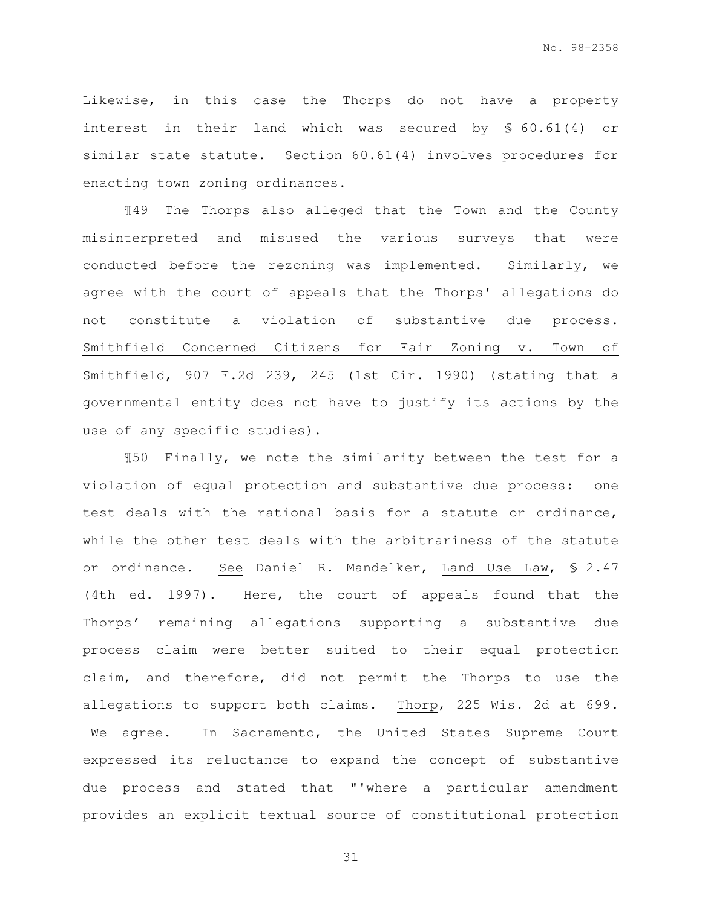Likewise, in this case the Thorps do not have a property interest in their land which was secured by § 60.61(4) or similar state statute. Section 60.61(4) involves procedures for enacting town zoning ordinances.

¶49 The Thorps also alleged that the Town and the County misinterpreted and misused the various surveys that were conducted before the rezoning was implemented. Similarly, we agree with the court of appeals that the Thorps' allegations do not constitute a violation of substantive due process. Smithfield Concerned Citizens for Fair Zoning v. Town of Smithfield, 907 F.2d 239, 245 (1st Cir. 1990) (stating that a governmental entity does not have to justify its actions by the use of any specific studies).

¶50 Finally, we note the similarity between the test for a violation of equal protection and substantive due process: one test deals with the rational basis for a statute or ordinance, while the other test deals with the arbitrariness of the statute or ordinance. See Daniel R. Mandelker, Land Use Law, § 2.47 (4th ed. 1997). Here, the court of appeals found that the Thorps' remaining allegations supporting a substantive due process claim were better suited to their equal protection claim, and therefore, did not permit the Thorps to use the allegations to support both claims. Thorp, 225 Wis. 2d at 699. We agree. In Sacramento, the United States Supreme Court expressed its reluctance to expand the concept of substantive due process and stated that "'where a particular amendment provides an explicit textual source of constitutional protection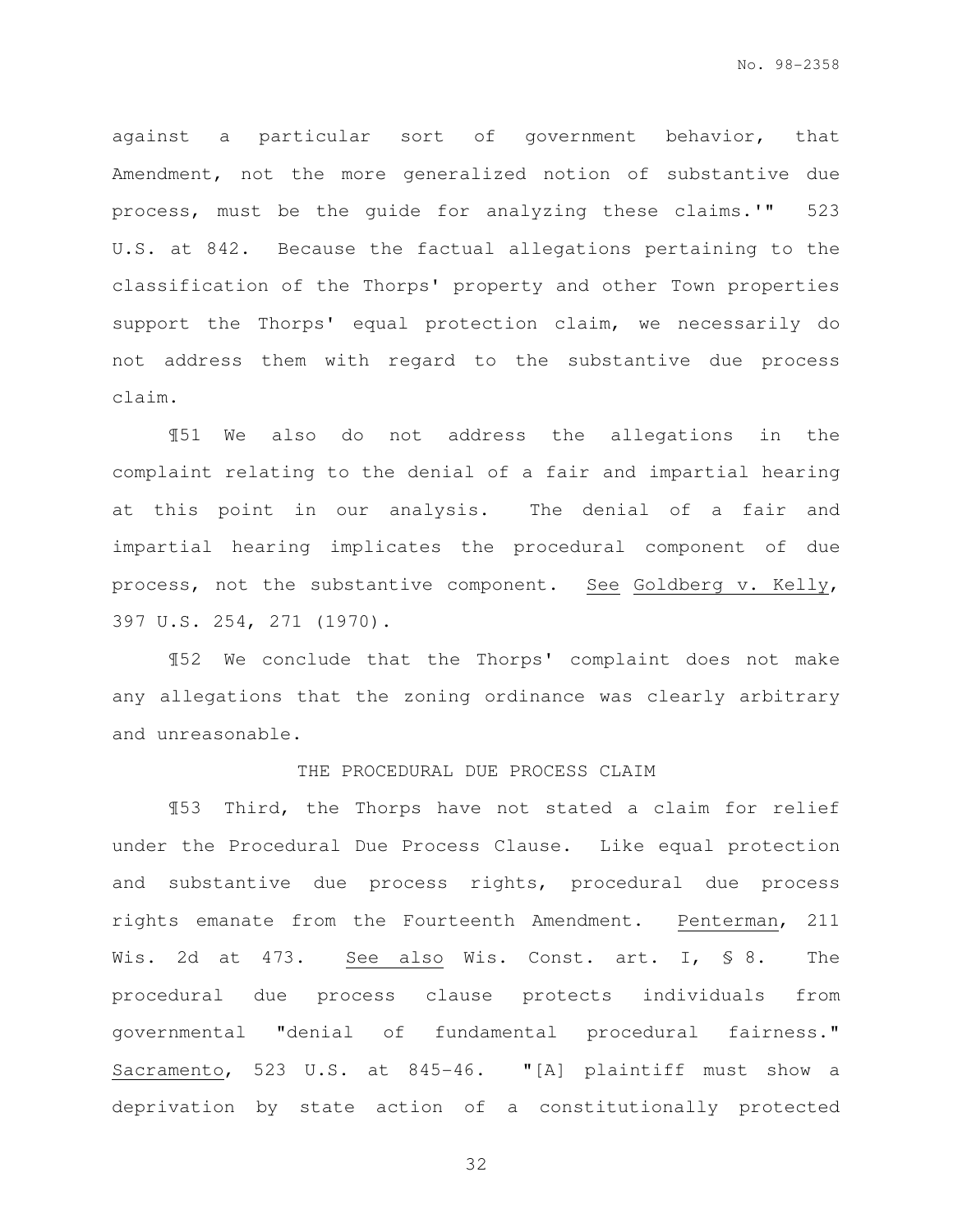against a particular sort of government behavior, that Amendment, not the more generalized notion of substantive due process, must be the guide for analyzing these claims.'" 523 U.S. at 842. Because the factual allegations pertaining to the classification of the Thorps' property and other Town properties support the Thorps' equal protection claim, we necessarily do not address them with regard to the substantive due process claim.

¶51 We also do not address the allegations in the complaint relating to the denial of a fair and impartial hearing at this point in our analysis. The denial of a fair and impartial hearing implicates the procedural component of due process, not the substantive component. See Goldberg v. Kelly, 397 U.S. 254, 271 (1970).

¶52 We conclude that the Thorps' complaint does not make any allegations that the zoning ordinance was clearly arbitrary and unreasonable.

THE PROCEDURAL DUE PROCESS CLAIM

¶53 Third, the Thorps have not stated a claim for relief under the Procedural Due Process Clause. Like equal protection and substantive due process rights, procedural due process rights emanate from the Fourteenth Amendment. Penterman, 211 Wis. 2d at 473. See also Wis. Const. art. I, § 8. The procedural due process clause protects individuals from governmental "denial of fundamental procedural fairness." Sacramento, 523 U.S. at 845-46. "[A] plaintiff must show a deprivation by state action of a constitutionally protected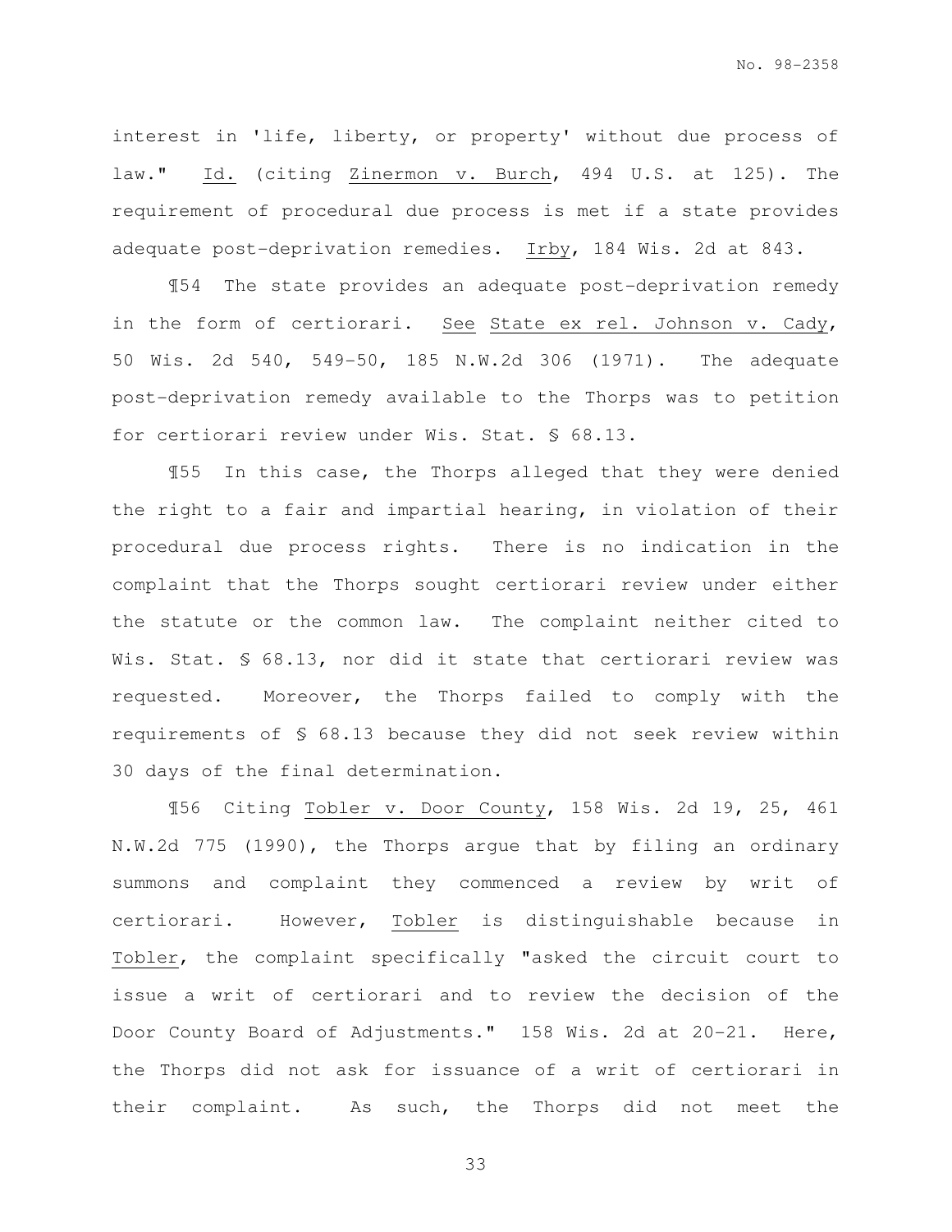interest in 'life, liberty, or property' without due process of law." Id. (citing Zinermon v. Burch, 494 U.S. at 125). The requirement of procedural due process is met if a state provides adequate post-deprivation remedies. Irby, 184 Wis. 2d at 843.

¶54 The state provides an adequate post-deprivation remedy in the form of certiorari. See State ex rel. Johnson v. Cady, 50 Wis. 2d 540, 549-50, 185 N.W.2d 306 (1971). The adequate post-deprivation remedy available to the Thorps was to petition for certiorari review under Wis. Stat. § 68.13.

¶55 In this case, the Thorps alleged that they were denied the right to a fair and impartial hearing, in violation of their procedural due process rights. There is no indication in the complaint that the Thorps sought certiorari review under either the statute or the common law. The complaint neither cited to Wis. Stat. § 68.13, nor did it state that certiorari review was requested. Moreover, the Thorps failed to comply with the requirements of § 68.13 because they did not seek review within 30 days of the final determination.

¶56 Citing Tobler v. Door County, 158 Wis. 2d 19, 25, 461 N.W.2d 775 (1990), the Thorps argue that by filing an ordinary summons and complaint they commenced a review by writ of certiorari. However, Tobler is distinguishable because in Tobler, the complaint specifically "asked the circuit court to issue a writ of certiorari and to review the decision of the Door County Board of Adjustments." 158 Wis. 2d at 20-21. Here, the Thorps did not ask for issuance of a writ of certiorari in their complaint. As such, the Thorps did not meet the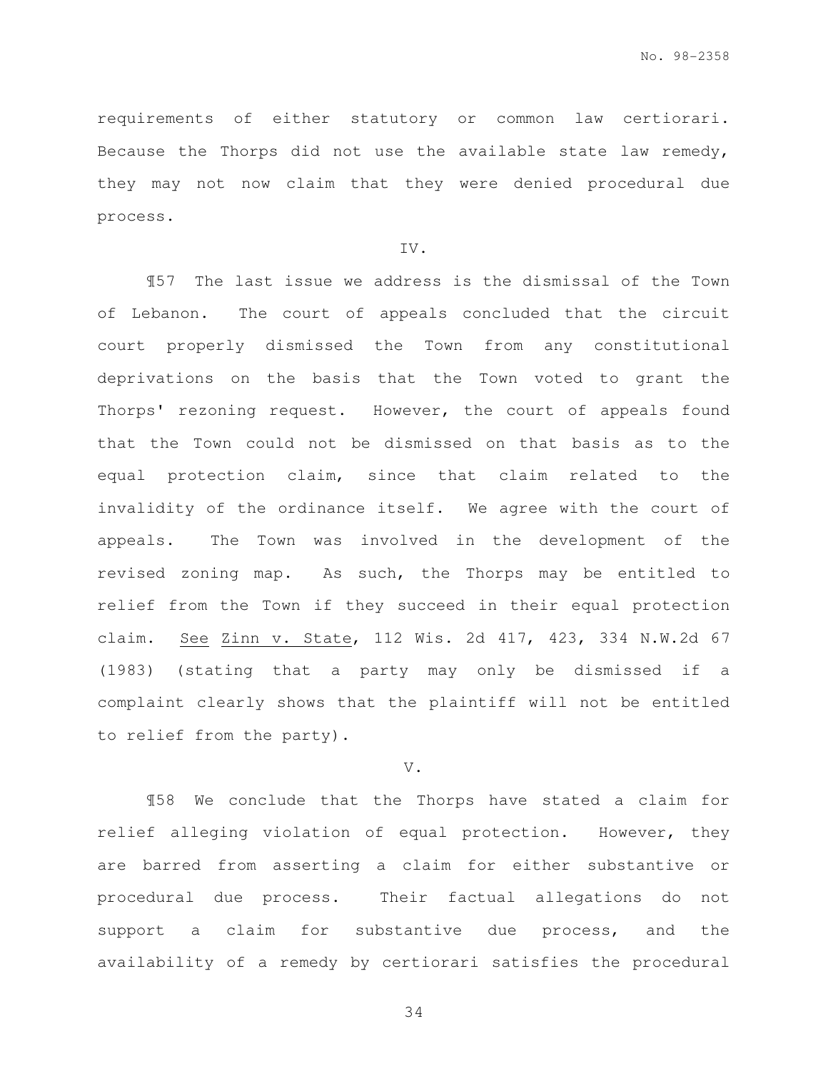requirements of either statutory or common law certiorari. Because the Thorps did not use the available state law remedy, they may not now claim that they were denied procedural due process.

IV.

¶57 The last issue we address is the dismissal of the Town of Lebanon. The court of appeals concluded that the circuit court properly dismissed the Town from any constitutional deprivations on the basis that the Town voted to grant the Thorps' rezoning request. However, the court of appeals found that the Town could not be dismissed on that basis as to the equal protection claim, since that claim related to the invalidity of the ordinance itself. We agree with the court of appeals. The Town was involved in the development of the revised zoning map. As such, the Thorps may be entitled to relief from the Town if they succeed in their equal protection claim. See Zinn v. State, 112 Wis. 2d 417, 423, 334 N.W.2d 67 (1983) (stating that a party may only be dismissed if a complaint clearly shows that the plaintiff will not be entitled to relief from the party).

V.

¶58 We conclude that the Thorps have stated a claim for relief alleging violation of equal protection. However, they are barred from asserting a claim for either substantive or procedural due process. Their factual allegations do not support a claim for substantive due process, and the availability of a remedy by certiorari satisfies the procedural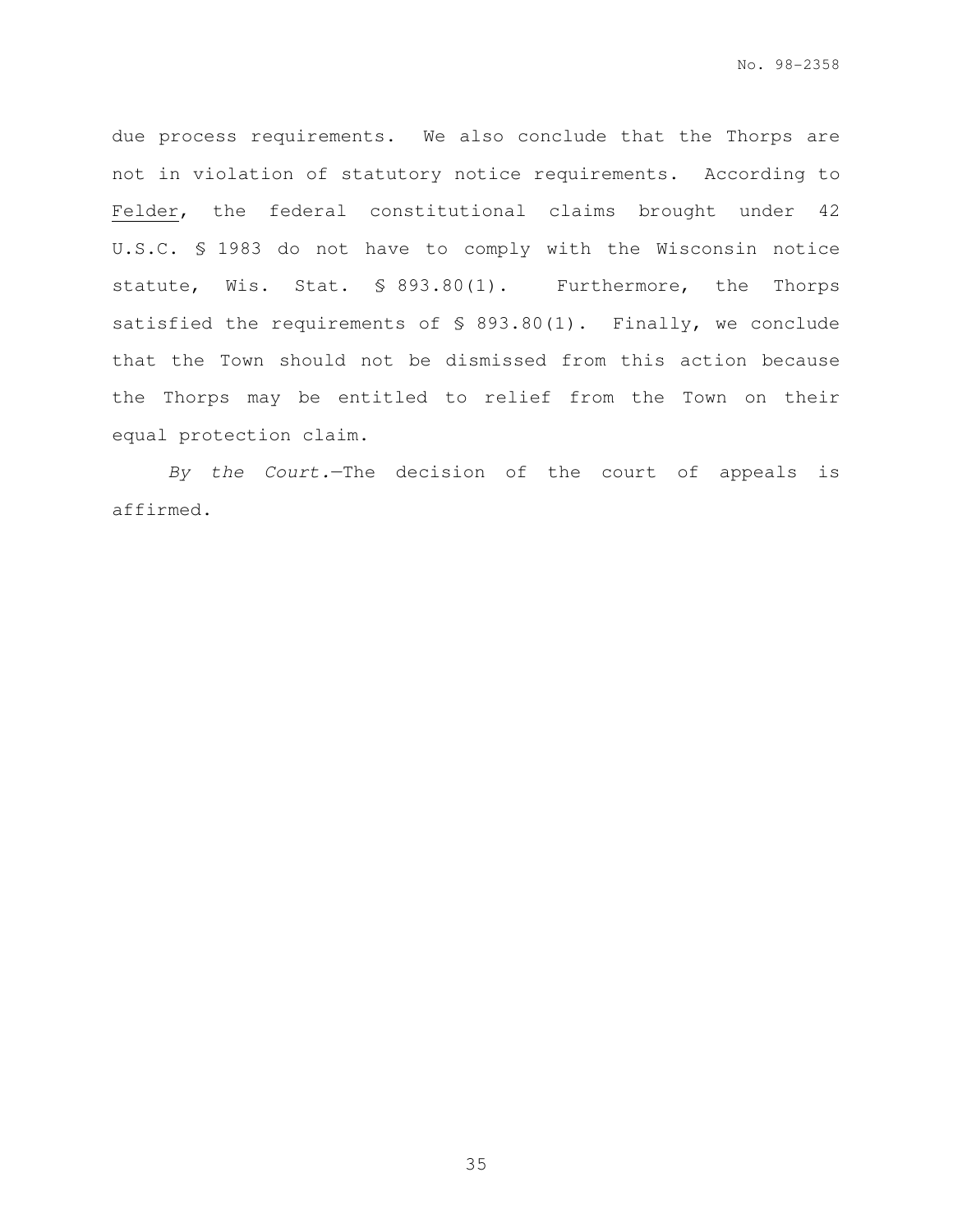due process requirements. We also conclude that the Thorps are not in violation of statutory notice requirements. According to Felder, the federal constitutional claims brought under 42 U.S.C. § 1983 do not have to comply with the Wisconsin notice statute, Wis. Stat. § 893.80(1). Furthermore, the Thorps satisfied the requirements of § 893.80(1). Finally, we conclude that the Town should not be dismissed from this action because the Thorps may be entitled to relief from the Town on their equal protection claim.

*By the Court.*—The decision of the court of appeals is affirmed.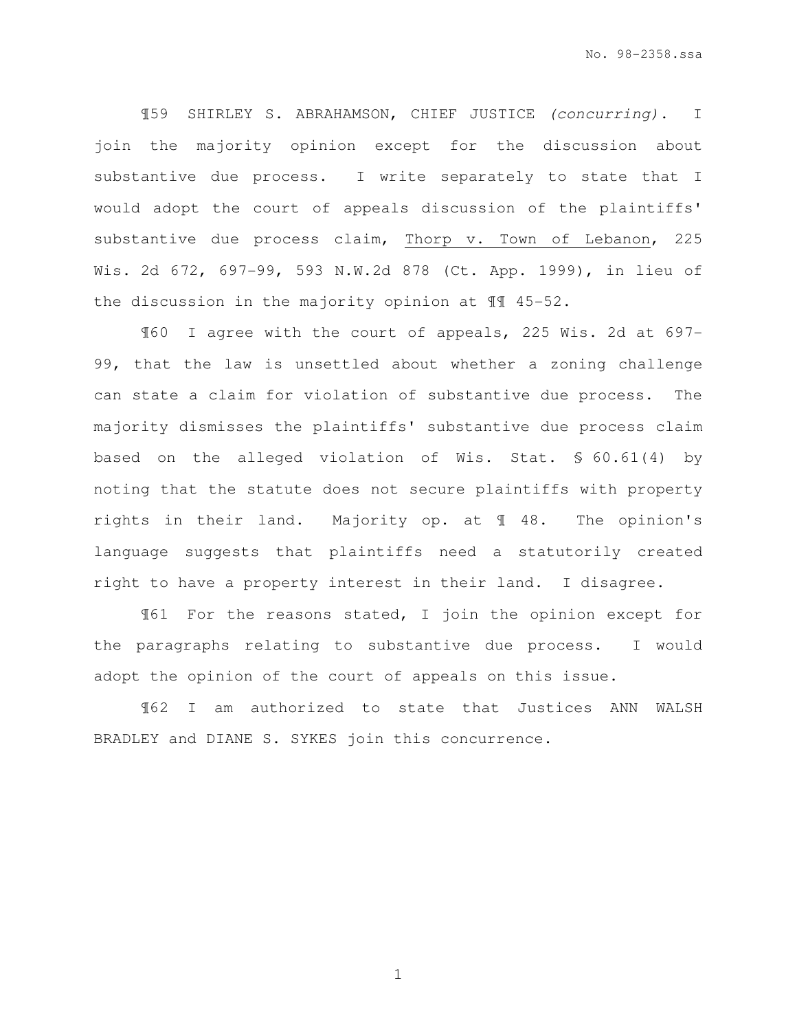¶59 SHIRLEY S. ABRAHAMSON, CHIEF JUSTICE *(concurring)*. I join the majority opinion except for the discussion about substantive due process. I write separately to state that I would adopt the court of appeals discussion of the plaintiffs' substantive due process claim, Thorp v. Town of Lebanon, 225 Wis. 2d 672, 697-99, 593 N.W.2d 878 (Ct. App. 1999), in lieu of the discussion in the majority opinion at ¶¶ 45-52.

¶60 I agree with the court of appeals, 225 Wis. 2d at 697-99, that the law is unsettled about whether a zoning challenge can state a claim for violation of substantive due process. The majority dismisses the plaintiffs' substantive due process claim based on the alleged violation of Wis. Stat. § 60.61(4) by noting that the statute does not secure plaintiffs with property rights in their land. Majority op. at ¶ 48. The opinion's language suggests that plaintiffs need a statutorily created right to have a property interest in their land. I disagree.

¶61 For the reasons stated, I join the opinion except for the paragraphs relating to substantive due process. I would adopt the opinion of the court of appeals on this issue.

¶62 I am authorized to state that Justices ANN WALSH BRADLEY and DIANE S. SYKES join this concurrence.